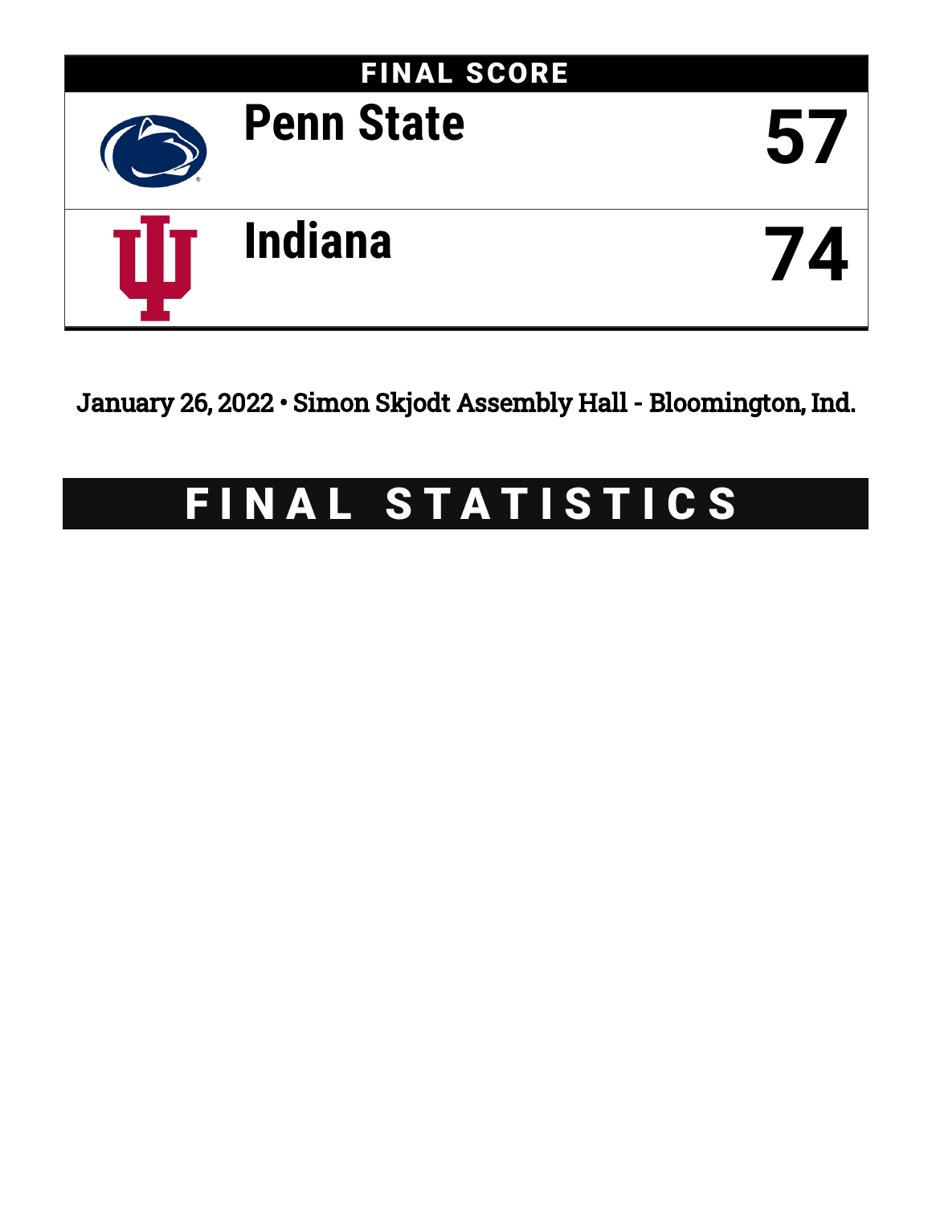# FINAL SCORE

| | |
|---|---|
| Penn State | 57 |
| Indiana | 74 |

January 26, 2022 • Simon Skjodt Assembly Hall - Bloomington, Ind.

# FINAL STATISTICS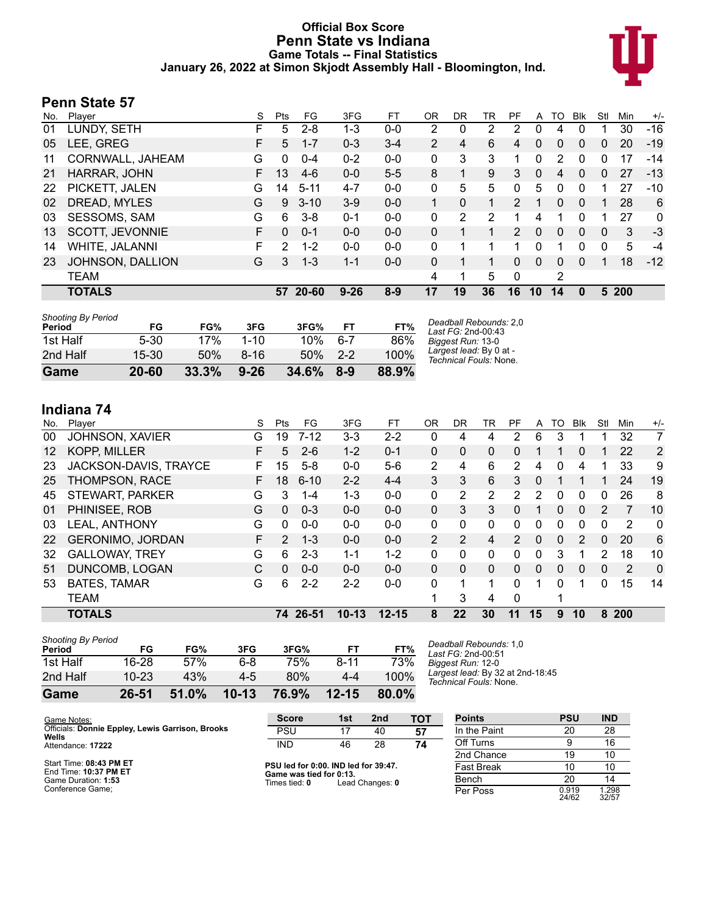# Official Box Score
# Penn State vs Indiana
### Game Totals -- Final Statistics
### January 26, 2022 at Simon Skjodt Assembly Hall - Bloomington, Ind.

## Penn State 57

| No. | Player | S | Pts | FG | 3FG | FT | OR | DR | TR | PF | A | TO | Blk | Stl | Min | +/- |
|---|---|---|---|---|---|---|---|---|---|---|---|---|---|---|---|---|
| 01 | LUNDY, SETH | F | 5 | 2-8 | 1-3 | 0-0 | 2 | 0 | 2 | 2 | 0 | 4 | 0 | 1 | 30 | -16 |
| 05 | LEE, GREG | F | 5 | 1-7 | 0-3 | 3-4 | 2 | 4 | 6 | 4 | 0 | 0 | 0 | 0 | 20 | -19 |
| 11 | CORNWALL, JAHEAM | G | 0 | 0-4 | 0-2 | 0-0 | 0 | 3 | 3 | 1 | 0 | 2 | 0 | 0 | 17 | -14 |
| 21 | HARRAR, JOHN | F | 13 | 4-6 | 0-0 | 5-5 | 8 | 1 | 9 | 3 | 0 | 4 | 0 | 0 | 27 | -13 |
| 22 | PICKETT, JALEN | G | 14 | 5-11 | 4-7 | 0-0 | 0 | 5 | 5 | 0 | 5 | 0 | 0 | 1 | 27 | -10 |
| 02 | DREAD, MYLES | G | 9 | 3-10 | 3-9 | 0-0 | 1 | 0 | 1 | 2 | 1 | 0 | 0 | 1 | 28 | 6 |
| 03 | SESSOMS, SAM | G | 6 | 3-8 | 0-1 | 0-0 | 0 | 2 | 2 | 1 | 4 | 1 | 0 | 1 | 27 | 0 |
| 13 | SCOTT, JEVONNIE | F | 0 | 0-1 | 0-0 | 0-0 | 0 | 1 | 1 | 2 | 0 | 0 | 0 | 0 | 3 | -3 |
| 14 | WHITE, JALANNI | F | 2 | 1-2 | 0-0 | 0-0 | 0 | 1 | 1 | 1 | 0 | 1 | 0 | 0 | 5 | -4 |
| 23 | JOHNSON, DALLION | G | 3 | 1-3 | 1-1 | 0-0 | 0 | 1 | 1 | 0 | 0 | 0 | 0 | 1 | 18 | -12 |
| | TEAM | | | | | | 4 | 1 | 5 | 0 | | 2 | | | | |
| | **TOTALS** | | **57** | **20-60** | **9-26** | **8-9** | **17** | **19** | **36** | **16** | **10** | **14** | **0** | **5** | **200** | |

*Shooting By Period*

| Period | FG | FG% | 3FG | 3FG% | FT | FT% |
|---|---|---|---|---|---|---|
| 1st Half | 5-30 | 17% | 1-10 | 10% | 6-7 | 86% |
| 2nd Half | 15-30 | 50% | 8-16 | 50% | 2-2 | 100% |
| **Game** | **20-60** | **33.3%** | **9-26** | **34.6%** | **8-9** | **88.9%** |

*Deadball Rebounds:* 2,0
*Last FG:* 2nd-00:43
*Biggest Run:* 13-0
*Largest lead:* By 0 at -
*Technical Fouls:* None.

## Indiana 74

| No. | Player | S | Pts | FG | 3FG | FT | OR | DR | TR | PF | A | TO | Blk | Stl | Min | +/- |
|---|---|---|---|---|---|---|---|---|---|---|---|---|---|---|---|---|
| 00 | JOHNSON, XAVIER | G | 19 | 7-12 | 3-3 | 2-2 | 0 | 4 | 4 | 2 | 6 | 3 | 1 | 1 | 32 | 7 |
| 12 | KOPP, MILLER | F | 5 | 2-6 | 1-2 | 0-1 | 0 | 0 | 0 | 0 | 1 | 1 | 0 | 1 | 22 | 2 |
| 23 | JACKSON-DAVIS, TRAYCE | F | 15 | 5-8 | 0-0 | 5-6 | 2 | 4 | 6 | 2 | 4 | 0 | 4 | 1 | 33 | 9 |
| 25 | THOMPSON, RACE | F | 18 | 6-10 | 2-2 | 4-4 | 3 | 3 | 6 | 3 | 0 | 1 | 1 | 1 | 24 | 19 |
| 45 | STEWART, PARKER | G | 3 | 1-4 | 1-3 | 0-0 | 0 | 2 | 2 | 2 | 2 | 0 | 0 | 0 | 26 | 8 |
| 01 | PHINISEE, ROB | G | 0 | 0-3 | 0-0 | 0-0 | 0 | 3 | 3 | 0 | 1 | 0 | 0 | 2 | 7 | 10 |
| 03 | LEAL, ANTHONY | G | 0 | 0-0 | 0-0 | 0-0 | 0 | 0 | 0 | 0 | 0 | 0 | 0 | 0 | 2 | 0 |
| 22 | GERONIMO, JORDAN | F | 2 | 1-3 | 0-0 | 0-0 | 2 | 2 | 4 | 2 | 0 | 0 | 2 | 0 | 20 | 6 |
| 32 | GALLOWAY, TREY | G | 6 | 2-3 | 1-1 | 1-2 | 0 | 0 | 0 | 0 | 0 | 3 | 1 | 2 | 18 | 10 |
| 51 | DUNCOMB, LOGAN | C | 0 | 0-0 | 0-0 | 0-0 | 0 | 0 | 0 | 0 | 0 | 0 | 0 | 0 | 2 | 0 |
| 53 | BATES, TAMAR | G | 6 | 2-2 | 2-2 | 0-0 | 0 | 1 | 1 | 0 | 1 | 0 | 1 | 0 | 15 | 14 |
| | TEAM | | | | | | 1 | 3 | 4 | 0 | | 1 | | | | |
| | **TOTALS** | | **74** | **26-51** | **10-13** | **12-15** | **8** | **22** | **30** | **11** | **15** | **9** | **10** | **8** | **200** | |

*Shooting By Period*

| Period | FG | FG% | 3FG | 3FG% | FT | FT% |
|---|---|---|---|---|---|---|
| 1st Half | 16-28 | 57% | 6-8 | 75% | 8-11 | 73% |
| 2nd Half | 10-23 | 43% | 4-5 | 80% | 4-4 | 100% |
| **Game** | **26-51** | **51.0%** | **10-13** | **76.9%** | **12-15** | **80.0%** |

*Deadball Rebounds:* 1,0
*Last FG:* 2nd-00:51
*Biggest Run:* 12-0
*Largest lead:* By 32 at 2nd-18:45
*Technical Fouls:* None.

Game Notes:
Officials: **Donnie Eppley, Lewis Garrison, Brooks Wells**
Attendance: **17222**

Start Time: **08:43 PM ET**
End Time: **10:37 PM ET**
Game Duration: **1:53**
Conference Game;

| Score | 1st | 2nd | TOT |
|---|---|---|---|
| PSU | 17 | 40 | **57** |
| IND | 46 | 28 | **74** |

**PSU led for 0:00. IND led for 39:47.**
**Game was tied for 0:13.**
Times tied: **0** Lead Changes: **0**

| Points | PSU | IND |
|---|---|---|
| In the Paint | 20 | 28 |
| Off Turns | 9 | 16 |
| 2nd Chance | 19 | 10 |
| Fast Break | 10 | 10 |
| Bench | 20 | 14 |
| Per Poss | 0.919 24/62 | 1.298 32/57 |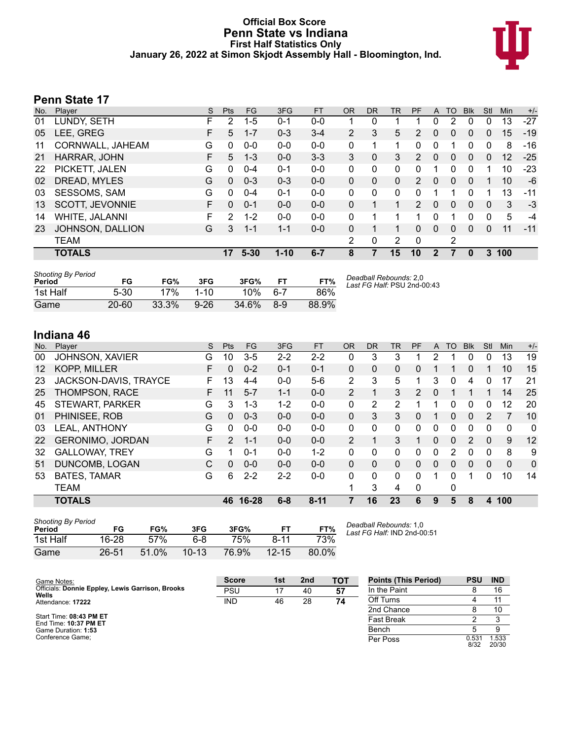# Official Box Score
# Penn State vs Indiana
## First Half Statistics Only
### January 26, 2022 at Simon Skjodt Assembly Hall - Bloomington, Ind.

## Penn State 17

| No. | Player | S | Pts | FG | 3FG | FT | OR | DR | TR | PF | A | TO | Blk | Stl | Min | +/- |
|---|---|---|---|---|---|---|---|---|---|---|---|---|---|---|---|---|
| 01 | LUNDY, SETH | F | 2 | 1-5 | 0-1 | 0-0 | 1 | 0 | 1 | 1 | 0 | 2 | 0 | 0 | 13 | -27 |
| 05 | LEE, GREG | F | 5 | 1-7 | 0-3 | 3-4 | 2 | 3 | 5 | 2 | 0 | 0 | 0 | 0 | 15 | -19 |
| 11 | CORNWALL, JAHEAM | G | 0 | 0-0 | 0-0 | 0-0 | 0 | 1 | 1 | 0 | 0 | 1 | 0 | 0 | 8 | -16 |
| 21 | HARRAR, JOHN | F | 5 | 1-3 | 0-0 | 3-3 | 3 | 0 | 3 | 2 | 0 | 0 | 0 | 0 | 12 | -25 |
| 22 | PICKETT, JALEN | G | 0 | 0-4 | 0-1 | 0-0 | 0 | 0 | 0 | 0 | 1 | 0 | 0 | 1 | 10 | -23 |
| 02 | DREAD, MYLES | G | 0 | 0-3 | 0-3 | 0-0 | 0 | 0 | 0 | 2 | 0 | 0 | 0 | 1 | 10 | -6 |
| 03 | SESSOMS, SAM | G | 0 | 0-4 | 0-1 | 0-0 | 0 | 0 | 0 | 0 | 1 | 1 | 0 | 1 | 13 | -11 |
| 13 | SCOTT, JEVONNIE | F | 0 | 0-1 | 0-0 | 0-0 | 0 | 1 | 1 | 2 | 0 | 0 | 0 | 0 | 3 | -3 |
| 14 | WHITE, JALANNI | F | 2 | 1-2 | 0-0 | 0-0 | 0 | 1 | 1 | 1 | 0 | 1 | 0 | 0 | 5 | -4 |
| 23 | JOHNSON, DALLION | G | 3 | 1-1 | 1-1 | 0-0 | 0 | 1 | 1 | 0 | 0 | 0 | 0 | 0 | 11 | -11 |
| | TEAM | | | | | | 2 | 0 | 2 | 0 | | 2 | | | | |
| | **TOTALS** | | **17** | **5-30** | **1-10** | **6-7** | **8** | **7** | **15** | **10** | **2** | **7** | **0** | **3** | **100** | |

*Shooting By Period*

| Period | FG | FG% | 3FG | 3FG% | FT | FT% |
|---|---|---|---|---|---|---|
| 1st Half | 5-30 | 17% | 1-10 | 10% | 6-7 | 86% |
| Game | 20-60 | 33.3% | 9-26 | 34.6% | 8-9 | 88.9% |

*Deadball Rebounds:* 2,0
*Last FG Half:* PSU 2nd-00:43

## Indiana 46

| No. | Player | S | Pts | FG | 3FG | FT | OR | DR | TR | PF | A | TO | Blk | Stl | Min | +/- |
|---|---|---|---|---|---|---|---|---|---|---|---|---|---|---|---|---|
| 00 | JOHNSON, XAVIER | G | 10 | 3-5 | 2-2 | 2-2 | 0 | 3 | 3 | 1 | 2 | 1 | 0 | 0 | 13 | 19 |
| 12 | KOPP, MILLER | F | 0 | 0-2 | 0-1 | 0-1 | 0 | 0 | 0 | 0 | 1 | 1 | 0 | 1 | 10 | 15 |
| 23 | JACKSON-DAVIS, TRAYCE | F | 13 | 4-4 | 0-0 | 5-6 | 2 | 3 | 5 | 1 | 3 | 0 | 4 | 0 | 17 | 21 |
| 25 | THOMPSON, RACE | F | 11 | 5-7 | 1-1 | 0-0 | 2 | 1 | 3 | 2 | 0 | 1 | 1 | 1 | 14 | 25 |
| 45 | STEWART, PARKER | G | 3 | 1-3 | 1-2 | 0-0 | 0 | 2 | 2 | 1 | 1 | 0 | 0 | 0 | 12 | 20 |
| 01 | PHINISEE, ROB | G | 0 | 0-3 | 0-0 | 0-0 | 0 | 3 | 3 | 0 | 1 | 0 | 0 | 2 | 7 | 10 |
| 03 | LEAL, ANTHONY | G | 0 | 0-0 | 0-0 | 0-0 | 0 | 0 | 0 | 0 | 0 | 0 | 0 | 0 | 0 | 0 |
| 22 | GERONIMO, JORDAN | F | 2 | 1-1 | 0-0 | 0-0 | 2 | 1 | 3 | 1 | 0 | 0 | 2 | 0 | 9 | 12 |
| 32 | GALLOWAY, TREY | G | 1 | 0-1 | 0-0 | 1-2 | 0 | 0 | 0 | 0 | 0 | 2 | 0 | 0 | 8 | 9 |
| 51 | DUNCOMB, LOGAN | C | 0 | 0-0 | 0-0 | 0-0 | 0 | 0 | 0 | 0 | 0 | 0 | 0 | 0 | 0 | 0 |
| 53 | BATES, TAMAR | G | 6 | 2-2 | 2-2 | 0-0 | 0 | 0 | 0 | 0 | 1 | 0 | 1 | 0 | 10 | 14 |
| | TEAM | | | | | | 1 | 3 | 4 | 0 | | 0 | | | | |
| | **TOTALS** | | **46** | **16-28** | **6-8** | **8-11** | **7** | **16** | **23** | **6** | **9** | **5** | **8** | **4** | **100** | |

*Shooting By Period*

| Period | FG | FG% | 3FG | 3FG% | FT | FT% |
|---|---|---|---|---|---|---|
| 1st Half | 16-28 | 57% | 6-8 | 75% | 8-11 | 73% |
| Game | 26-51 | 51.0% | 10-13 | 76.9% | 12-15 | 80.0% |

*Deadball Rebounds:* 1,0
*Last FG Half:* IND 2nd-00:51

Game Notes:
Officials: **Donnie Eppley, Lewis Garrison, Brooks Wells**
Attendance: **17222**

Start Time: **08:43 PM ET**
End Time: **10:37 PM ET**
Game Duration: **1:53**
Conference Game;

| Score | 1st | 2nd | TOT |
|---|---|---|---|
| PSU | 17 | 40 | **57** |
| IND | 46 | 28 | **74** |

| Points (This Period) | PSU | IND |
|---|---|---|
| In the Paint | 8 | 16 |
| Off Turns | 4 | 11 |
| 2nd Chance | 8 | 10 |
| Fast Break | 2 | 3 |
| Bench | 5 | 9 |
| Per Poss | 0.531 8/32 | 1.533 20/30 |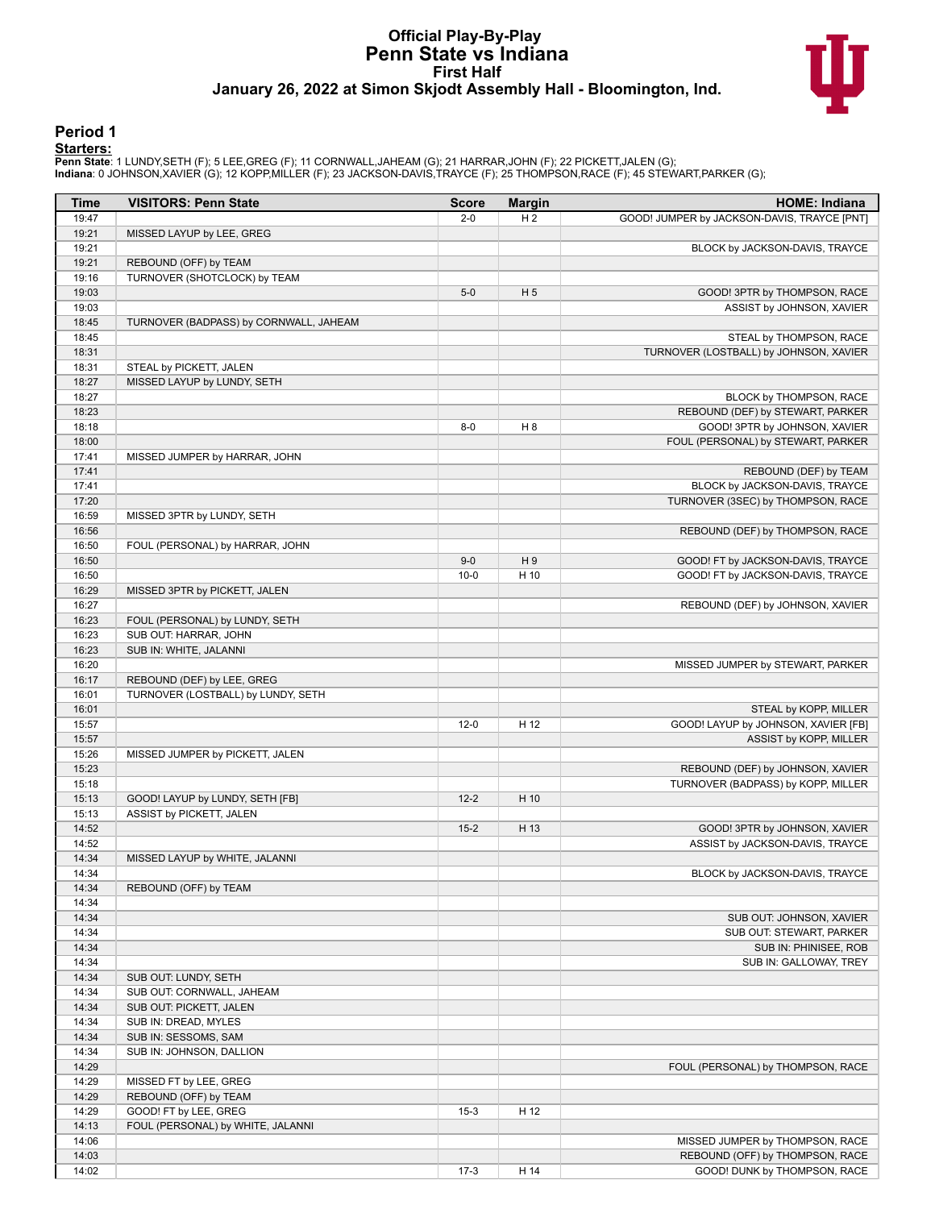# Official Play-By-Play
# Penn State vs Indiana
## First Half
### January 26, 2022 at Simon Skjodt Assembly Hall - Bloomington, Ind.

## Period 1

**Starters:**

**Penn State**: 1 LUNDY,SETH (F); 5 LEE,GREG (F); 11 CORNWALL,JAHEAM (G); 21 HARRAR,JOHN (F); 22 PICKETT,JALEN (G);
**Indiana**: 0 JOHNSON,XAVIER (G); 12 KOPP,MILLER (F); 23 JACKSON-DAVIS,TRAYCE (F); 25 THOMPSON,RACE (F); 45 STEWART,PARKER (G);

| Time | VISITORS: Penn State | Score | Margin | HOME: Indiana |
|---|---|---|---|---|
| 19:47 | | 2-0 | H 2 | GOOD! JUMPER by JACKSON-DAVIS, TRAYCE [PNT] |
| 19:21 | MISSED LAYUP by LEE, GREG | | | |
| 19:21 | | | | BLOCK by JACKSON-DAVIS, TRAYCE |
| 19:21 | REBOUND (OFF) by TEAM | | | |
| 19:16 | TURNOVER (SHOTCLOCK) by TEAM | | | |
| 19:03 | | 5-0 | H 5 | GOOD! 3PTR by THOMPSON, RACE |
| 19:03 | | | | ASSIST by JOHNSON, XAVIER |
| 18:45 | TURNOVER (BADPASS) by CORNWALL, JAHEAM | | | |
| 18:45 | | | | STEAL by THOMPSON, RACE |
| 18:31 | | | | TURNOVER (LOSTBALL) by JOHNSON, XAVIER |
| 18:31 | STEAL by PICKETT, JALEN | | | |
| 18:27 | MISSED LAYUP by LUNDY, SETH | | | |
| 18:27 | | | | BLOCK by THOMPSON, RACE |
| 18:23 | | | | REBOUND (DEF) by STEWART, PARKER |
| 18:18 | | 8-0 | H 8 | GOOD! 3PTR by JOHNSON, XAVIER |
| 18:00 | | | | FOUL (PERSONAL) by STEWART, PARKER |
| 17:41 | MISSED JUMPER by HARRAR, JOHN | | | |
| 17:41 | | | | REBOUND (DEF) by TEAM |
| 17:41 | | | | BLOCK by JACKSON-DAVIS, TRAYCE |
| 17:20 | | | | TURNOVER (3SEC) by THOMPSON, RACE |
| 16:59 | MISSED 3PTR by LUNDY, SETH | | | |
| 16:56 | | | | REBOUND (DEF) by THOMPSON, RACE |
| 16:50 | FOUL (PERSONAL) by HARRAR, JOHN | | | |
| 16:50 | | 9-0 | H 9 | GOOD! FT by JACKSON-DAVIS, TRAYCE |
| 16:50 | | 10-0 | H 10 | GOOD! FT by JACKSON-DAVIS, TRAYCE |
| 16:29 | MISSED 3PTR by PICKETT, JALEN | | | |
| 16:27 | | | | REBOUND (DEF) by JOHNSON, XAVIER |
| 16:23 | FOUL (PERSONAL) by LUNDY, SETH | | | |
| 16:23 | SUB OUT: HARRAR, JOHN | | | |
| 16:23 | SUB IN: WHITE, JALANNI | | | |
| 16:20 | | | | MISSED JUMPER by STEWART, PARKER |
| 16:17 | REBOUND (DEF) by LEE, GREG | | | |
| 16:01 | TURNOVER (LOSTBALL) by LUNDY, SETH | | | |
| 16:01 | | | | STEAL by KOPP, MILLER |
| 15:57 | | 12-0 | H 12 | GOOD! LAYUP by JOHNSON, XAVIER [FB] |
| 15:57 | | | | ASSIST by KOPP, MILLER |
| 15:26 | MISSED JUMPER by PICKETT, JALEN | | | |
| 15:23 | | | | REBOUND (DEF) by JOHNSON, XAVIER |
| 15:18 | | | | TURNOVER (BADPASS) by KOPP, MILLER |
| 15:13 | GOOD! LAYUP by LUNDY, SETH [FB] | 12-2 | H 10 | |
| 15:13 | ASSIST by PICKETT, JALEN | | | |
| 14:52 | | 15-2 | H 13 | GOOD! 3PTR by JOHNSON, XAVIER |
| 14:52 | | | | ASSIST by JACKSON-DAVIS, TRAYCE |
| 14:34 | MISSED LAYUP by WHITE, JALANNI | | | |
| 14:34 | | | | BLOCK by JACKSON-DAVIS, TRAYCE |
| 14:34 | REBOUND (OFF) by TEAM | | | |
| 14:34 | | | | |
| 14:34 | | | | SUB OUT: JOHNSON, XAVIER |
| 14:34 | | | | SUB OUT: STEWART, PARKER |
| 14:34 | | | | SUB IN: PHINISEE, ROB |
| 14:34 | | | | SUB IN: GALLOWAY, TREY |
| 14:34 | SUB OUT: LUNDY, SETH | | | |
| 14:34 | SUB OUT: CORNWALL, JAHEAM | | | |
| 14:34 | SUB OUT: PICKETT, JALEN | | | |
| 14:34 | SUB IN: DREAD, MYLES | | | |
| 14:34 | SUB IN: SESSOMS, SAM | | | |
| 14:34 | SUB IN: JOHNSON, DALLION | | | |
| 14:29 | | | | FOUL (PERSONAL) by THOMPSON, RACE |
| 14:29 | MISSED FT by LEE, GREG | | | |
| 14:29 | REBOUND (OFF) by TEAM | | | |
| 14:29 | GOOD! FT by LEE, GREG | 15-3 | H 12 | |
| 14:13 | FOUL (PERSONAL) by WHITE, JALANNI | | | |
| 14:06 | | | | MISSED JUMPER by THOMPSON, RACE |
| 14:03 | | | | REBOUND (OFF) by THOMPSON, RACE |
| 14:02 | | 17-3 | H 14 | GOOD! DUNK by THOMPSON, RACE |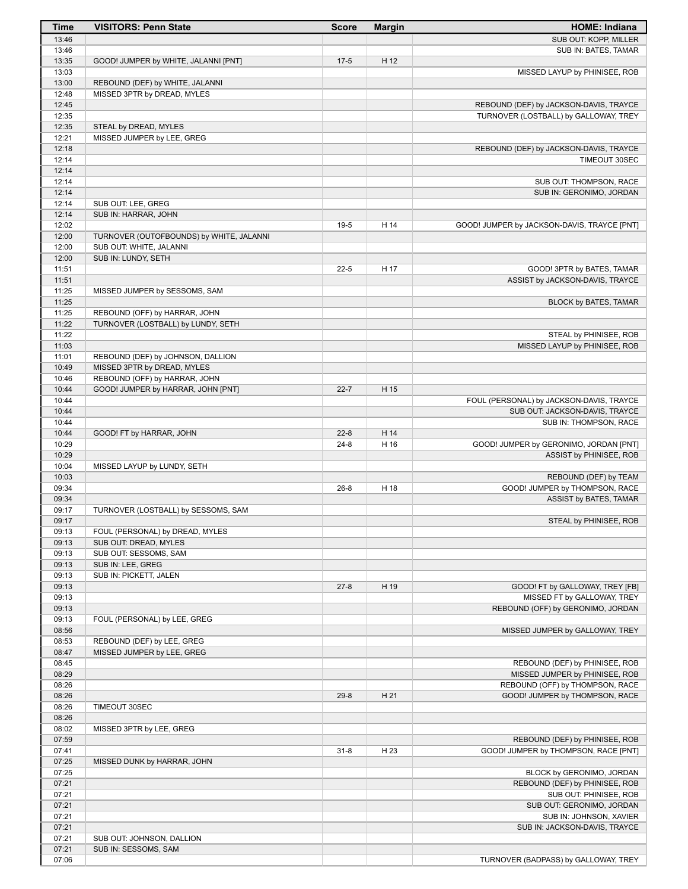| Time | VISITORS: Penn State | Score | Margin | HOME: Indiana |
|---|---|---|---|---|
| 13:46 | | | | SUB OUT: KOPP, MILLER |
| 13:46 | | | | SUB IN: BATES, TAMAR |
| 13:35 | GOOD! JUMPER by WHITE, JALANNI [PNT] | 17-5 | H 12 | |
| 13:03 | | | | MISSED LAYUP by PHINISEE, ROB |
| 13:00 | REBOUND (DEF) by WHITE, JALANNI | | | |
| 12:48 | MISSED 3PTR by DREAD, MYLES | | | |
| 12:45 | | | | REBOUND (DEF) by JACKSON-DAVIS, TRAYCE |
| 12:35 | | | | TURNOVER (LOSTBALL) by GALLOWAY, TREY |
| 12:35 | STEAL by DREAD, MYLES | | | |
| 12:21 | MISSED JUMPER by LEE, GREG | | | |
| 12:18 | | | | REBOUND (DEF) by JACKSON-DAVIS, TRAYCE |
| 12:14 | | | | TIMEOUT 30SEC |
| 12:14 | | | | |
| 12:14 | | | | SUB OUT: THOMPSON, RACE |
| 12:14 | | | | SUB IN: GERONIMO, JORDAN |
| 12:14 | SUB OUT: LEE, GREG | | | |
| 12:14 | SUB IN: HARRAR, JOHN | | | |
| 12:02 | | 19-5 | H 14 | GOOD! JUMPER by JACKSON-DAVIS, TRAYCE [PNT] |
| 12:00 | TURNOVER (OUTOFBOUNDS) by WHITE, JALANNI | | | |
| 12:00 | SUB OUT: WHITE, JALANNI | | | |
| 12:00 | SUB IN: LUNDY, SETH | | | |
| 11:51 | | 22-5 | H 17 | GOOD! 3PTR by BATES, TAMAR |
| 11:51 | | | | ASSIST by JACKSON-DAVIS, TRAYCE |
| 11:25 | MISSED JUMPER by SESSOMS, SAM | | | |
| 11:25 | | | | BLOCK by BATES, TAMAR |
| 11:25 | REBOUND (OFF) by HARRAR, JOHN | | | |
| 11:22 | TURNOVER (LOSTBALL) by LUNDY, SETH | | | |
| 11:22 | | | | STEAL by PHINISEE, ROB |
| 11:03 | | | | MISSED LAYUP by PHINISEE, ROB |
| 11:01 | REBOUND (DEF) by JOHNSON, DALLION | | | |
| 10:49 | MISSED 3PTR by DREAD, MYLES | | | |
| 10:46 | REBOUND (OFF) by HARRAR, JOHN | | | |
| 10:44 | GOOD! JUMPER by HARRAR, JOHN [PNT] | 22-7 | H 15 | |
| 10:44 | | | | FOUL (PERSONAL) by JACKSON-DAVIS, TRAYCE |
| 10:44 | | | | SUB OUT: JACKSON-DAVIS, TRAYCE |
| 10:44 | | | | SUB IN: THOMPSON, RACE |
| 10:44 | GOOD! FT by HARRAR, JOHN | 22-8 | H 14 | |
| 10:29 | | 24-8 | H 16 | GOOD! JUMPER by GERONIMO, JORDAN [PNT] |
| 10:29 | | | | ASSIST by PHINISEE, ROB |
| 10:04 | MISSED LAYUP by LUNDY, SETH | | | |
| 10:03 | | | | REBOUND (DEF) by TEAM |
| 09:34 | | 26-8 | H 18 | GOOD! JUMPER by THOMPSON, RACE |
| 09:34 | | | | ASSIST by BATES, TAMAR |
| 09:17 | TURNOVER (LOSTBALL) by SESSOMS, SAM | | | |
| 09:17 | | | | STEAL by PHINISEE, ROB |
| 09:13 | FOUL (PERSONAL) by DREAD, MYLES | | | |
| 09:13 | SUB OUT: DREAD, MYLES | | | |
| 09:13 | SUB OUT: SESSOMS, SAM | | | |
| 09:13 | SUB IN: LEE, GREG | | | |
| 09:13 | SUB IN: PICKETT, JALEN | | | |
| 09:13 | | 27-8 | H 19 | GOOD! FT by GALLOWAY, TREY [FB] |
| 09:13 | | | | MISSED FT by GALLOWAY, TREY |
| 09:13 | | | | REBOUND (OFF) by GERONIMO, JORDAN |
| 09:13 | FOUL (PERSONAL) by LEE, GREG | | | |
| 08:56 | | | | MISSED JUMPER by GALLOWAY, TREY |
| 08:53 | REBOUND (DEF) by LEE, GREG | | | |
| 08:47 | MISSED JUMPER by LEE, GREG | | | |
| 08:45 | | | | REBOUND (DEF) by PHINISEE, ROB |
| 08:29 | | | | MISSED JUMPER by PHINISEE, ROB |
| 08:26 | | | | REBOUND (OFF) by THOMPSON, RACE |
| 08:26 | | 29-8 | H 21 | GOOD! JUMPER by THOMPSON, RACE |
| 08:26 | TIMEOUT 30SEC | | | |
| 08:26 | | | | |
| 08:02 | MISSED 3PTR by LEE, GREG | | | |
| 07:59 | | | | REBOUND (DEF) by PHINISEE, ROB |
| 07:41 | | 31-8 | H 23 | GOOD! JUMPER by THOMPSON, RACE [PNT] |
| 07:25 | MISSED DUNK by HARRAR, JOHN | | | |
| 07:25 | | | | BLOCK by GERONIMO, JORDAN |
| 07:21 | | | | REBOUND (DEF) by PHINISEE, ROB |
| 07:21 | | | | SUB OUT: PHINISEE, ROB |
| 07:21 | | | | SUB OUT: GERONIMO, JORDAN |
| 07:21 | | | | SUB IN: JOHNSON, XAVIER |
| 07:21 | | | | SUB IN: JACKSON-DAVIS, TRAYCE |
| 07:21 | SUB OUT: JOHNSON, DALLION | | | |
| 07:21 | SUB IN: SESSOMS, SAM | | | |
| 07:06 | | | | TURNOVER (BADPASS) by GALLOWAY, TREY |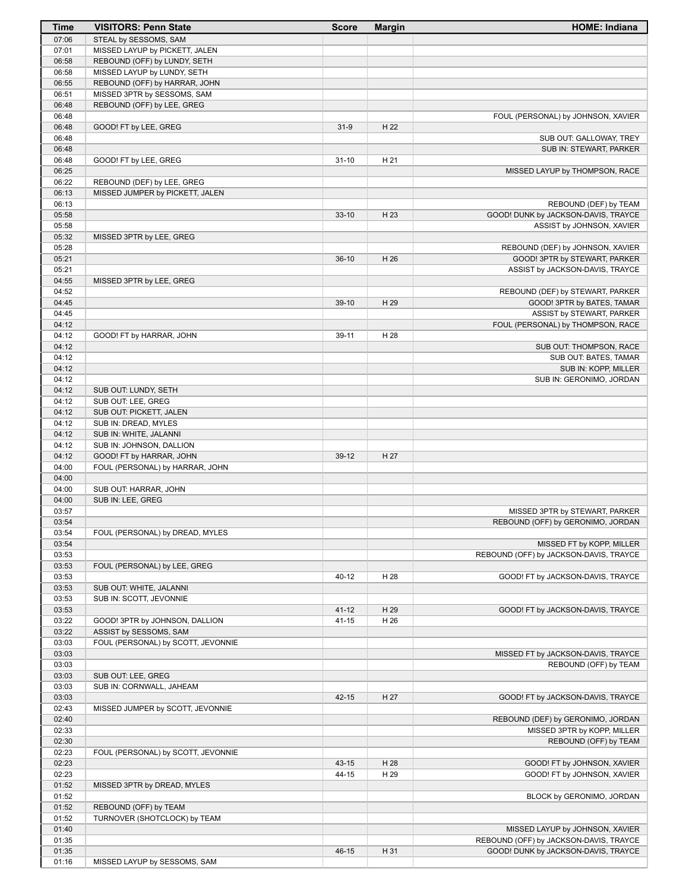| Time | VISITORS: Penn State | Score | Margin | HOME: Indiana |
|---|---|---|---|---|
| 07:06 | STEAL by SESSOMS, SAM | | | |
| 07:01 | MISSED LAYUP by PICKETT, JALEN | | | |
| 06:58 | REBOUND (OFF) by LUNDY, SETH | | | |
| 06:58 | MISSED LAYUP by LUNDY, SETH | | | |
| 06:55 | REBOUND (OFF) by HARRAR, JOHN | | | |
| 06:51 | MISSED 3PTR by SESSOMS, SAM | | | |
| 06:48 | REBOUND (OFF) by LEE, GREG | | | |
| 06:48 | | | | FOUL (PERSONAL) by JOHNSON, XAVIER |
| 06:48 | GOOD! FT by LEE, GREG | 31-9 | H 22 | |
| 06:48 | | | | SUB OUT: GALLOWAY, TREY |
| 06:48 | | | | SUB IN: STEWART, PARKER |
| 06:48 | GOOD! FT by LEE, GREG | 31-10 | H 21 | |
| 06:25 | | | | MISSED LAYUP by THOMPSON, RACE |
| 06:22 | REBOUND (DEF) by LEE, GREG | | | |
| 06:13 | MISSED JUMPER by PICKETT, JALEN | | | |
| 06:13 | | | | REBOUND (DEF) by TEAM |
| 05:58 | | 33-10 | H 23 | GOOD! DUNK by JACKSON-DAVIS, TRAYCE |
| 05:58 | | | | ASSIST by JOHNSON, XAVIER |
| 05:32 | MISSED 3PTR by LEE, GREG | | | |
| 05:28 | | | | REBOUND (DEF) by JOHNSON, XAVIER |
| 05:21 | | 36-10 | H 26 | GOOD! 3PTR by STEWART, PARKER |
| 05:21 | | | | ASSIST by JACKSON-DAVIS, TRAYCE |
| 04:55 | MISSED 3PTR by LEE, GREG | | | |
| 04:52 | | | | REBOUND (DEF) by STEWART, PARKER |
| 04:45 | | 39-10 | H 29 | GOOD! 3PTR by BATES, TAMAR |
| 04:45 | | | | ASSIST by STEWART, PARKER |
| 04:12 | | | | FOUL (PERSONAL) by THOMPSON, RACE |
| 04:12 | GOOD! FT by HARRAR, JOHN | 39-11 | H 28 | |
| 04:12 | | | | SUB OUT: THOMPSON, RACE |
| 04:12 | | | | SUB OUT: BATES, TAMAR |
| 04:12 | | | | SUB IN: KOPP, MILLER |
| 04:12 | | | | SUB IN: GERONIMO, JORDAN |
| 04:12 | SUB OUT: LUNDY, SETH | | | |
| 04:12 | SUB OUT: LEE, GREG | | | |
| 04:12 | SUB OUT: PICKETT, JALEN | | | |
| 04:12 | SUB IN: DREAD, MYLES | | | |
| 04:12 | SUB IN: WHITE, JALANNI | | | |
| 04:12 | SUB IN: JOHNSON, DALLION | | | |
| 04:12 | GOOD! FT by HARRAR, JOHN | 39-12 | H 27 | |
| 04:00 | FOUL (PERSONAL) by HARRAR, JOHN | | | |
| 04:00 | | | | |
| 04:00 | SUB OUT: HARRAR, JOHN | | | |
| 04:00 | SUB IN: LEE, GREG | | | |
| 03:57 | | | | MISSED 3PTR by STEWART, PARKER |
| 03:54 | | | | REBOUND (OFF) by GERONIMO, JORDAN |
| 03:54 | FOUL (PERSONAL) by DREAD, MYLES | | | |
| 03:54 | | | | MISSED FT by KOPP, MILLER |
| 03:53 | | | | REBOUND (OFF) by JACKSON-DAVIS, TRAYCE |
| 03:53 | FOUL (PERSONAL) by LEE, GREG | | | |
| 03:53 | | 40-12 | H 28 | GOOD! FT by JACKSON-DAVIS, TRAYCE |
| 03:53 | SUB OUT: WHITE, JALANNI | | | |
| 03:53 | SUB IN: SCOTT, JEVONNIE | | | |
| 03:53 | | 41-12 | H 29 | GOOD! FT by JACKSON-DAVIS, TRAYCE |
| 03:22 | GOOD! 3PTR by JOHNSON, DALLION | 41-15 | H 26 | |
| 03:22 | ASSIST by SESSOMS, SAM | | | |
| 03:03 | FOUL (PERSONAL) by SCOTT, JEVONNIE | | | |
| 03:03 | | | | MISSED FT by JACKSON-DAVIS, TRAYCE |
| 03:03 | | | | REBOUND (OFF) by TEAM |
| 03:03 | SUB OUT: LEE, GREG | | | |
| 03:03 | SUB IN: CORNWALL, JAHEAM | | | |
| 03:03 | | 42-15 | H 27 | GOOD! FT by JACKSON-DAVIS, TRAYCE |
| 02:43 | MISSED JUMPER by SCOTT, JEVONNIE | | | |
| 02:40 | | | | REBOUND (DEF) by GERONIMO, JORDAN |
| 02:33 | | | | MISSED 3PTR by KOPP, MILLER |
| 02:30 | | | | REBOUND (OFF) by TEAM |
| 02:23 | FOUL (PERSONAL) by SCOTT, JEVONNIE | | | |
| 02:23 | | 43-15 | H 28 | GOOD! FT by JOHNSON, XAVIER |
| 02:23 | | 44-15 | H 29 | GOOD! FT by JOHNSON, XAVIER |
| 01:52 | MISSED 3PTR by DREAD, MYLES | | | |
| 01:52 | | | | BLOCK by GERONIMO, JORDAN |
| 01:52 | REBOUND (OFF) by TEAM | | | |
| 01:52 | TURNOVER (SHOTCLOCK) by TEAM | | | |
| 01:40 | | | | MISSED LAYUP by JOHNSON, XAVIER |
| 01:35 | | | | REBOUND (OFF) by JACKSON-DAVIS, TRAYCE |
| 01:35 | | 46-15 | H 31 | GOOD! DUNK by JACKSON-DAVIS, TRAYCE |
| 01:16 | MISSED LAYUP by SESSOMS, SAM | | | |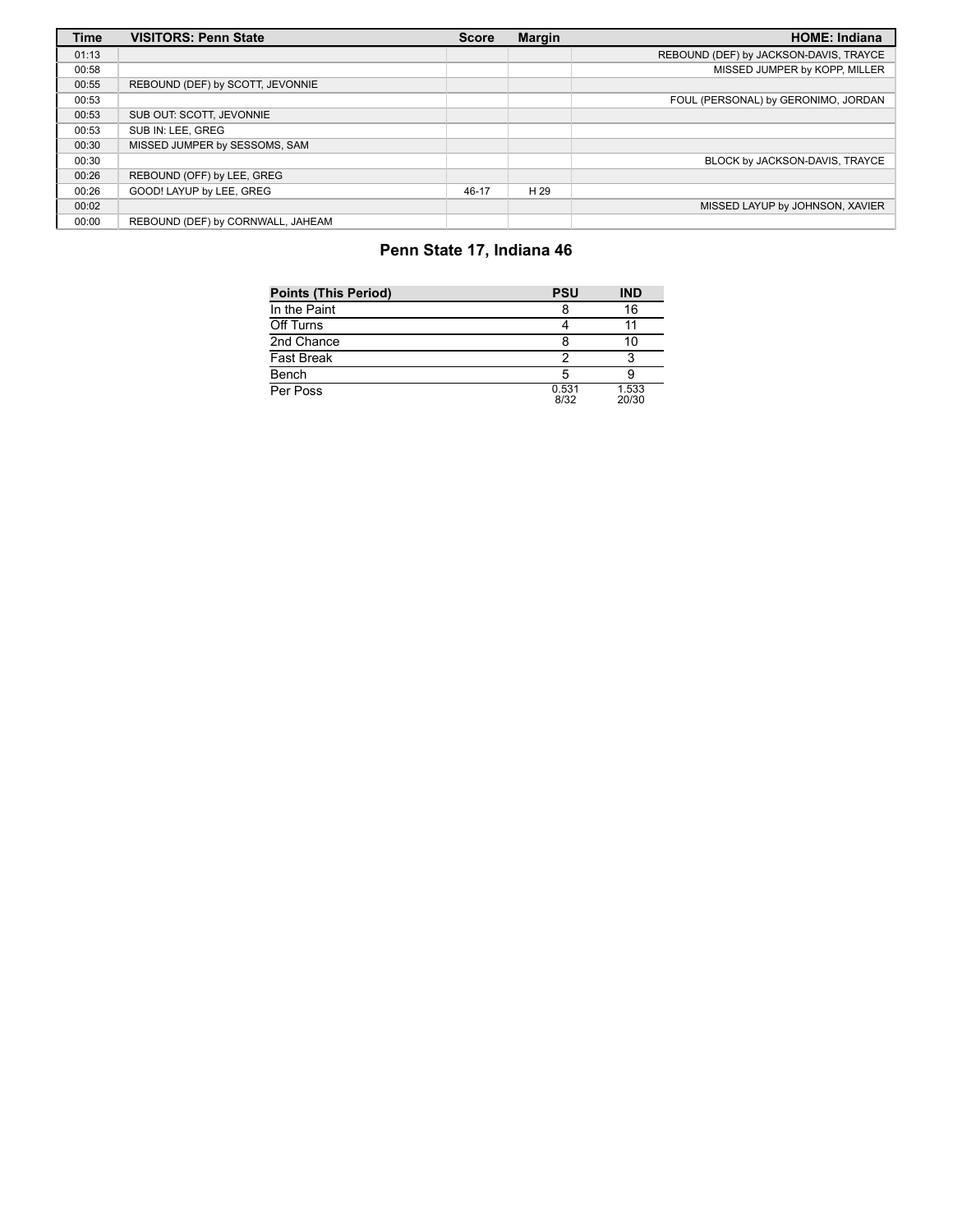| Time | VISITORS: Penn State | Score | Margin | HOME: Indiana |
| --- | --- | --- | --- | --- |
| 01:13 | | | | REBOUND (DEF) by JACKSON-DAVIS, TRAYCE |
| 00:58 | | | | MISSED JUMPER by KOPP, MILLER |
| 00:55 | REBOUND (DEF) by SCOTT, JEVONNIE | | | |
| 00:53 | | | | FOUL (PERSONAL) by GERONIMO, JORDAN |
| 00:53 | SUB OUT: SCOTT, JEVONNIE | | | |
| 00:53 | SUB IN: LEE, GREG | | | |
| 00:30 | MISSED JUMPER by SESSOMS, SAM | | | |
| 00:30 | | | | BLOCK by JACKSON-DAVIS, TRAYCE |
| 00:26 | REBOUND (OFF) by LEE, GREG | | | |
| 00:26 | GOOD! LAYUP by LEE, GREG | 46-17 | H 29 | |
| 00:02 | | | | MISSED LAYUP by JOHNSON, XAVIER |
| 00:00 | REBOUND (DEF) by CORNWALL, JAHEAM | | | |

## Penn State 17, Indiana 46

| Points (This Period) | PSU | IND |
| --- | --- | --- |
| In the Paint | 8 | 16 |
| Off Turns | 4 | 11 |
| 2nd Chance | 8 | 10 |
| Fast Break | 2 | 3 |
| Bench | 5 | 9 |
| Per Poss | 0.531 8/32 | 1.533 20/30 |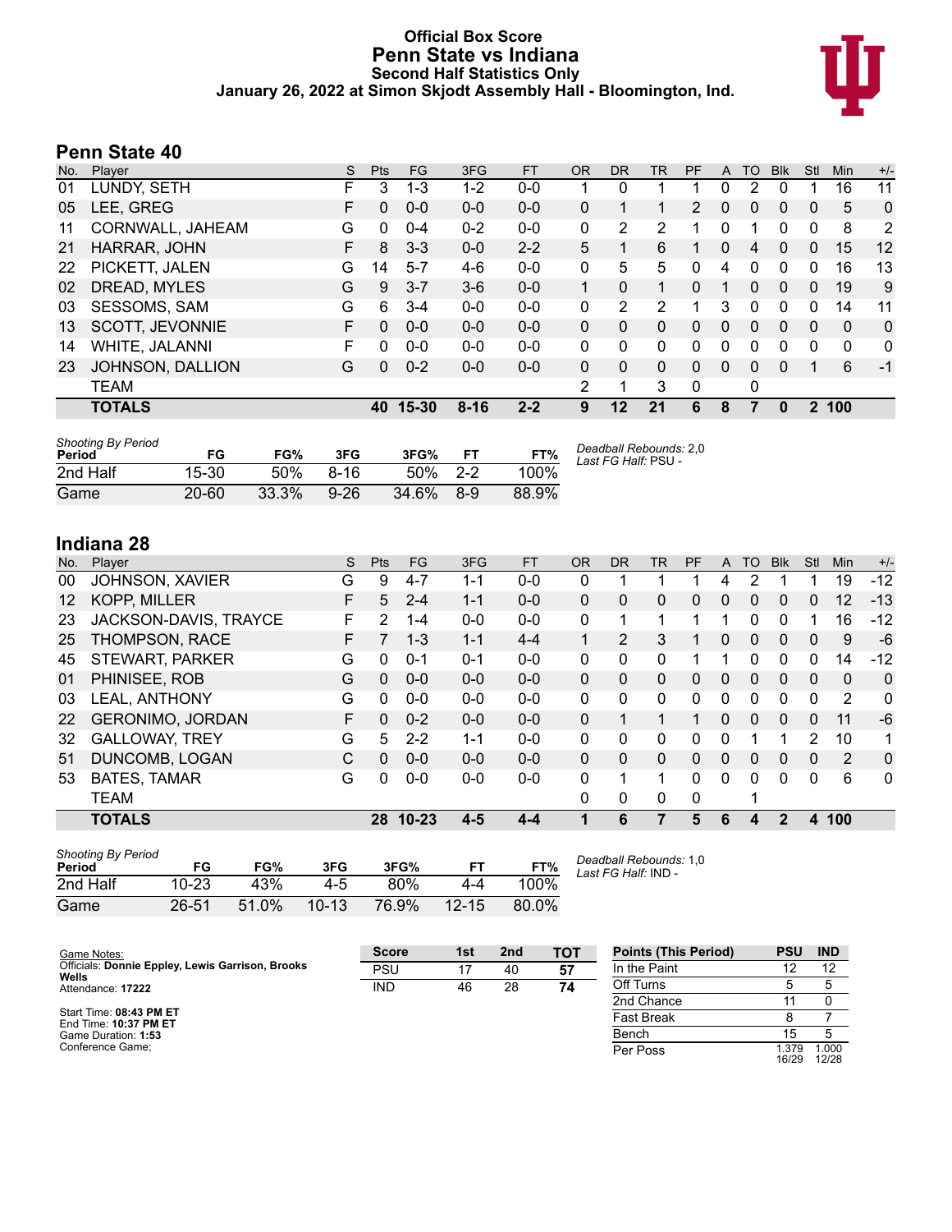# Official Box Score
## Penn State vs Indiana
### Second Half Statistics Only
### January 26, 2022 at Simon Skjodt Assembly Hall - Bloomington, Ind.

## Penn State 40

| No. | Player | S | Pts | FG | 3FG | FT | OR | DR | TR | PF | A | TO | Blk | Stl | Min | +/- |
|---|---|---|---|---|---|---|---|---|---|---|---|---|---|---|---|---|
| 01 | LUNDY, SETH | F | 3 | 1-3 | 1-2 | 0-0 | 1 | 0 | 1 | 1 | 0 | 2 | 0 | 1 | 16 | 11 |
| 05 | LEE, GREG | F | 0 | 0-0 | 0-0 | 0-0 | 0 | 1 | 1 | 2 | 0 | 0 | 0 | 0 | 5 | 0 |
| 11 | CORNWALL, JAHEAM | G | 0 | 0-4 | 0-2 | 0-0 | 0 | 2 | 2 | 1 | 0 | 1 | 0 | 0 | 8 | 2 |
| 21 | HARRAR, JOHN | F | 8 | 3-3 | 0-0 | 2-2 | 5 | 1 | 6 | 1 | 0 | 4 | 0 | 0 | 15 | 12 |
| 22 | PICKETT, JALEN | G | 14 | 5-7 | 4-6 | 0-0 | 0 | 5 | 5 | 0 | 4 | 0 | 0 | 0 | 16 | 13 |
| 02 | DREAD, MYLES | G | 9 | 3-7 | 3-6 | 0-0 | 1 | 0 | 1 | 0 | 1 | 0 | 0 | 0 | 19 | 9 |
| 03 | SESSOMS, SAM | G | 6 | 3-4 | 0-0 | 0-0 | 0 | 2 | 2 | 1 | 3 | 0 | 0 | 0 | 14 | 11 |
| 13 | SCOTT, JEVONNIE | F | 0 | 0-0 | 0-0 | 0-0 | 0 | 0 | 0 | 0 | 0 | 0 | 0 | 0 | 0 | 0 |
| 14 | WHITE, JALANNI | F | 0 | 0-0 | 0-0 | 0-0 | 0 | 0 | 0 | 0 | 0 | 0 | 0 | 0 | 0 | 0 |
| 23 | JOHNSON, DALLION | G | 0 | 0-2 | 0-0 | 0-0 | 0 | 0 | 0 | 0 | 0 | 0 | 0 | 1 | 6 | -1 |
| | TEAM | | | | | | 2 | 1 | 3 | 0 | | 0 | | | | |
| | **TOTALS** | | **40** | **15-30** | **8-16** | **2-2** | **9** | **12** | **21** | **6** | **8** | **7** | **0** | **2** | **100** | |

| Shooting By Period Period | FG | FG% | 3FG | 3FG% | FT | FT% |
|---|---|---|---|---|---|---|
| 2nd Half | 15-30 | 50% | 8-16 | 50% | 2-2 | 100% |
| Game | 20-60 | 33.3% | 9-26 | 34.6% | 8-9 | 88.9% |

*Deadball Rebounds:* 2,0
*Last FG Half:* PSU -

## Indiana 28

| No. | Player | S | Pts | FG | 3FG | FT | OR | DR | TR | PF | A | TO | Blk | Stl | Min | +/- |
|---|---|---|---|---|---|---|---|---|---|---|---|---|---|---|---|---|
| 00 | JOHNSON, XAVIER | G | 9 | 4-7 | 1-1 | 0-0 | 0 | 1 | 1 | 1 | 4 | 2 | 1 | 1 | 19 | -12 |
| 12 | KOPP, MILLER | F | 5 | 2-4 | 1-1 | 0-0 | 0 | 0 | 0 | 0 | 0 | 0 | 0 | 0 | 12 | -13 |
| 23 | JACKSON-DAVIS, TRAYCE | F | 2 | 1-4 | 0-0 | 0-0 | 0 | 1 | 1 | 1 | 1 | 0 | 0 | 1 | 16 | -12 |
| 25 | THOMPSON, RACE | F | 7 | 1-3 | 1-1 | 4-4 | 1 | 2 | 3 | 1 | 0 | 0 | 0 | 0 | 9 | -6 |
| 45 | STEWART, PARKER | G | 0 | 0-1 | 0-1 | 0-0 | 0 | 0 | 0 | 1 | 1 | 0 | 0 | 0 | 14 | -12 |
| 01 | PHINISEE, ROB | G | 0 | 0-0 | 0-0 | 0-0 | 0 | 0 | 0 | 0 | 0 | 0 | 0 | 0 | 0 | 0 |
| 03 | LEAL, ANTHONY | G | 0 | 0-0 | 0-0 | 0-0 | 0 | 0 | 0 | 0 | 0 | 0 | 0 | 0 | 2 | 0 |
| 22 | GERONIMO, JORDAN | F | 0 | 0-2 | 0-0 | 0-0 | 0 | 1 | 1 | 1 | 0 | 0 | 0 | 0 | 11 | -6 |
| 32 | GALLOWAY, TREY | G | 5 | 2-2 | 1-1 | 0-0 | 0 | 0 | 0 | 0 | 0 | 1 | 1 | 2 | 10 | 1 |
| 51 | DUNCOMB, LOGAN | C | 0 | 0-0 | 0-0 | 0-0 | 0 | 0 | 0 | 0 | 0 | 0 | 0 | 0 | 2 | 0 |
| 53 | BATES, TAMAR | G | 0 | 0-0 | 0-0 | 0-0 | 0 | 1 | 1 | 0 | 0 | 0 | 0 | 0 | 6 | 0 |
| | TEAM | | | | | | 0 | 0 | 0 | 0 | | 1 | | | | |
| | **TOTALS** | | **28** | **10-23** | **4-5** | **4-4** | **1** | **6** | **7** | **5** | **6** | **4** | **2** | **4** | **100** | |

| Shooting By Period Period | FG | FG% | 3FG | 3FG% | FT | FT% |
|---|---|---|---|---|---|---|
| 2nd Half | 10-23 | 43% | 4-5 | 80% | 4-4 | 100% |
| Game | 26-51 | 51.0% | 10-13 | 76.9% | 12-15 | 80.0% |

*Deadball Rebounds:* 1,0
*Last FG Half:* IND -

Game Notes:
Officials: **Donnie Eppley, Lewis Garrison, Brooks Wells**
Attendance: **17222**

Start Time: **08:43 PM ET**
End Time: **10:37 PM ET**
Game Duration: **1:53**
Conference Game;

| Score | 1st | 2nd | TOT |
|---|---|---|---|
| PSU | 17 | 40 | **57** |
| IND | 46 | 28 | **74** |

| Points (This Period) | PSU | IND |
|---|---|---|
| In the Paint | 12 | 12 |
| Off Turns | 5 | 5 |
| 2nd Chance | 11 | 0 |
| Fast Break | 8 | 7 |
| Bench | 15 | 5 |
| Per Poss | 1.379 16/29 | 1.000 12/28 |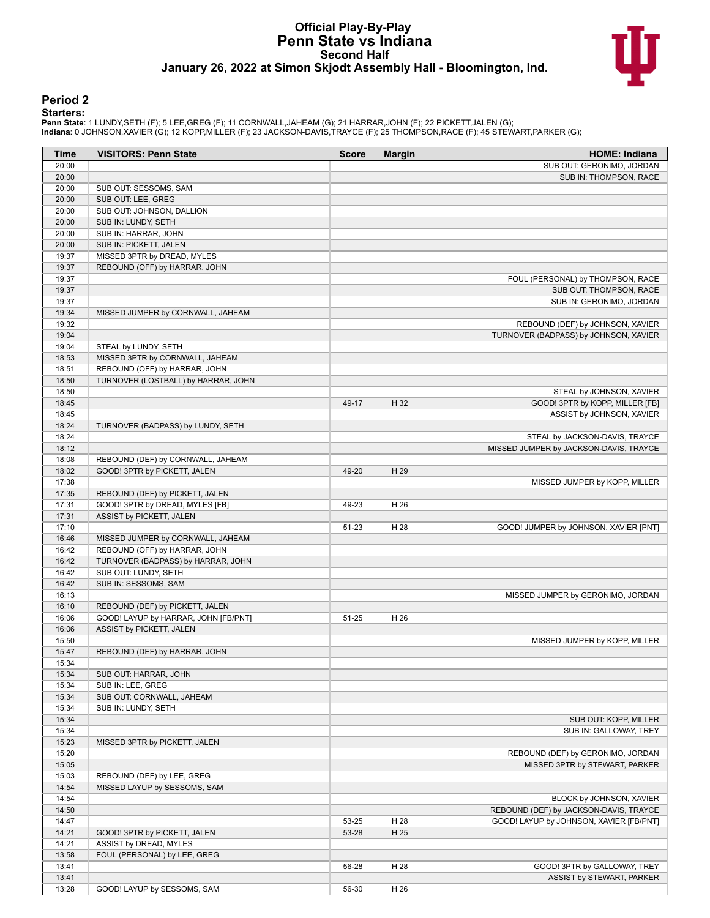# Official Play-By-Play
# Penn State vs Indiana
## Second Half
### January 26, 2022 at Simon Skjodt Assembly Hall - Bloomington, Ind.

## Period 2

**Starters:**

**Penn State**: 1 LUNDY,SETH (F); 5 LEE,GREG (F); 11 CORNWALL,JAHEAM (G); 21 HARRAR,JOHN (F); 22 PICKETT,JALEN (G);
**Indiana**: 0 JOHNSON,XAVIER (G); 12 KOPP,MILLER (F); 23 JACKSON-DAVIS,TRAYCE (F); 25 THOMPSON,RACE (F); 45 STEWART,PARKER (G);

| Time | VISITORS: Penn State | Score | Margin | HOME: Indiana |
|---|---|---|---|---|
| 20:00 | | | | SUB OUT: GERONIMO, JORDAN |
| 20:00 | | | | SUB IN: THOMPSON, RACE |
| 20:00 | SUB OUT: SESSOMS, SAM | | | |
| 20:00 | SUB OUT: LEE, GREG | | | |
| 20:00 | SUB OUT: JOHNSON, DALLION | | | |
| 20:00 | SUB IN: LUNDY, SETH | | | |
| 20:00 | SUB IN: HARRAR, JOHN | | | |
| 20:00 | SUB IN: PICKETT, JALEN | | | |
| 19:37 | MISSED 3PTR by DREAD, MYLES | | | |
| 19:37 | REBOUND (OFF) by HARRAR, JOHN | | | |
| 19:37 | | | | FOUL (PERSONAL) by THOMPSON, RACE |
| 19:37 | | | | SUB OUT: THOMPSON, RACE |
| 19:37 | | | | SUB IN: GERONIMO, JORDAN |
| 19:34 | MISSED JUMPER by CORNWALL, JAHEAM | | | |
| 19:32 | | | | REBOUND (DEF) by JOHNSON, XAVIER |
| 19:04 | | | | TURNOVER (BADPASS) by JOHNSON, XAVIER |
| 19:04 | STEAL by LUNDY, SETH | | | |
| 18:53 | MISSED 3PTR by CORNWALL, JAHEAM | | | |
| 18:51 | REBOUND (OFF) by HARRAR, JOHN | | | |
| 18:50 | TURNOVER (LOSTBALL) by HARRAR, JOHN | | | |
| 18:50 | | | | STEAL by JOHNSON, XAVIER |
| 18:45 | | 49-17 | H 32 | GOOD! 3PTR by KOPP, MILLER [FB] |
| 18:45 | | | | ASSIST by JOHNSON, XAVIER |
| 18:24 | TURNOVER (BADPASS) by LUNDY, SETH | | | |
| 18:24 | | | | STEAL by JACKSON-DAVIS, TRAYCE |
| 18:12 | | | | MISSED JUMPER by JACKSON-DAVIS, TRAYCE |
| 18:08 | REBOUND (DEF) by CORNWALL, JAHEAM | | | |
| 18:02 | GOOD! 3PTR by PICKETT, JALEN | 49-20 | H 29 | |
| 17:38 | | | | MISSED JUMPER by KOPP, MILLER |
| 17:35 | REBOUND (DEF) by PICKETT, JALEN | | | |
| 17:31 | GOOD! 3PTR by DREAD, MYLES [FB] | 49-23 | H 26 | |
| 17:31 | ASSIST by PICKETT, JALEN | | | |
| 17:10 | | 51-23 | H 28 | GOOD! JUMPER by JOHNSON, XAVIER [PNT] |
| 16:46 | MISSED JUMPER by CORNWALL, JAHEAM | | | |
| 16:42 | REBOUND (OFF) by HARRAR, JOHN | | | |
| 16:42 | TURNOVER (BADPASS) by HARRAR, JOHN | | | |
| 16:42 | SUB OUT: LUNDY, SETH | | | |
| 16:42 | SUB IN: SESSOMS, SAM | | | |
| 16:13 | | | | MISSED JUMPER by GERONIMO, JORDAN |
| 16:10 | REBOUND (DEF) by PICKETT, JALEN | | | |
| 16:06 | GOOD! LAYUP by HARRAR, JOHN [FB/PNT] | 51-25 | H 26 | |
| 16:06 | ASSIST by PICKETT, JALEN | | | |
| 15:50 | | | | MISSED JUMPER by KOPP, MILLER |
| 15:47 | REBOUND (DEF) by HARRAR, JOHN | | | |
| 15:34 | | | | |
| 15:34 | SUB OUT: HARRAR, JOHN | | | |
| 15:34 | SUB IN: LEE, GREG | | | |
| 15:34 | SUB OUT: CORNWALL, JAHEAM | | | |
| 15:34 | SUB IN: LUNDY, SETH | | | |
| 15:34 | | | | SUB OUT: KOPP, MILLER |
| 15:34 | | | | SUB IN: GALLOWAY, TREY |
| 15:23 | MISSED 3PTR by PICKETT, JALEN | | | |
| 15:20 | | | | REBOUND (DEF) by GERONIMO, JORDAN |
| 15:05 | | | | MISSED 3PTR by STEWART, PARKER |
| 15:03 | REBOUND (DEF) by LEE, GREG | | | |
| 14:54 | MISSED LAYUP by SESSOMS, SAM | | | |
| 14:54 | | | | BLOCK by JOHNSON, XAVIER |
| 14:50 | | | | REBOUND (DEF) by JACKSON-DAVIS, TRAYCE |
| 14:47 | | 53-25 | H 28 | GOOD! LAYUP by JOHNSON, XAVIER [FB/PNT] |
| 14:21 | GOOD! 3PTR by PICKETT, JALEN | 53-28 | H 25 | |
| 14:21 | ASSIST by DREAD, MYLES | | | |
| 13:58 | FOUL (PERSONAL) by LEE, GREG | | | |
| 13:41 | | 56-28 | H 28 | GOOD! 3PTR by GALLOWAY, TREY |
| 13:41 | | | | ASSIST by STEWART, PARKER |
| 13:28 | GOOD! LAYUP by SESSOMS, SAM | 56-30 | H 26 | |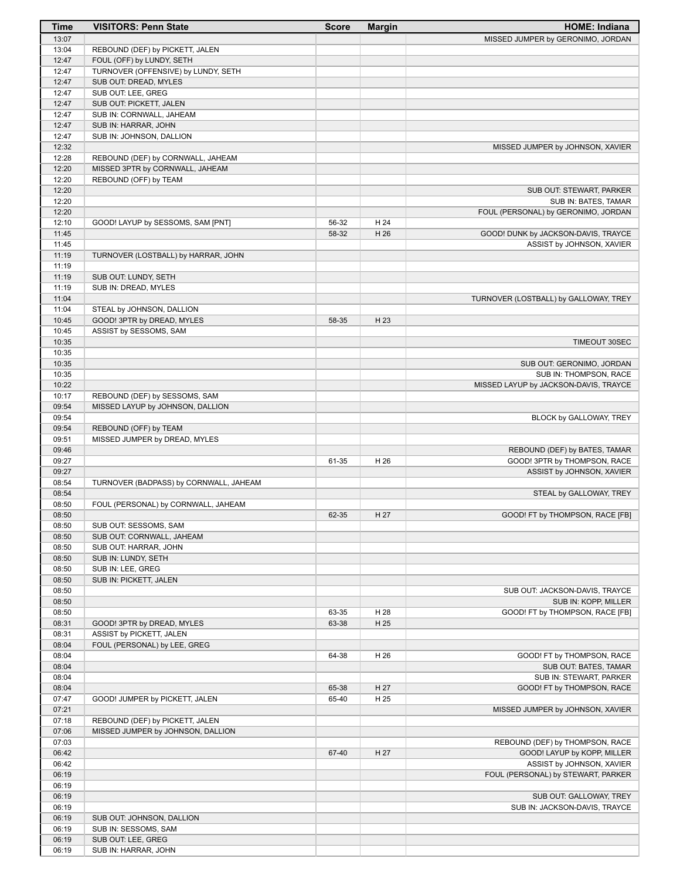| Time | VISITORS: Penn State | Score | Margin | HOME: Indiana |
| --- | --- | --- | --- | --- |
| 13:07 | | | | MISSED JUMPER by GERONIMO, JORDAN |
| 13:04 | REBOUND (DEF) by PICKETT, JALEN | | | |
| 12:47 | FOUL (OFF) by LUNDY, SETH | | | |
| 12:47 | TURNOVER (OFFENSIVE) by LUNDY, SETH | | | |
| 12:47 | SUB OUT: DREAD, MYLES | | | |
| 12:47 | SUB OUT: LEE, GREG | | | |
| 12:47 | SUB OUT: PICKETT, JALEN | | | |
| 12:47 | SUB IN: CORNWALL, JAHEAM | | | |
| 12:47 | SUB IN: HARRAR, JOHN | | | |
| 12:47 | SUB IN: JOHNSON, DALLION | | | |
| 12:32 | | | | MISSED JUMPER by JOHNSON, XAVIER |
| 12:28 | REBOUND (DEF) by CORNWALL, JAHEAM | | | |
| 12:20 | MISSED 3PTR by CORNWALL, JAHEAM | | | |
| 12:20 | REBOUND (OFF) by TEAM | | | |
| 12:20 | | | | SUB OUT: STEWART, PARKER |
| 12:20 | | | | SUB IN: BATES, TAMAR |
| 12:20 | | | | FOUL (PERSONAL) by GERONIMO, JORDAN |
| 12:10 | GOOD! LAYUP by SESSOMS, SAM [PNT] | 56-32 | H 24 | |
| 11:45 | | 58-32 | H 26 | GOOD! DUNK by JACKSON-DAVIS, TRAYCE |
| 11:45 | | | | ASSIST by JOHNSON, XAVIER |
| 11:19 | TURNOVER (LOSTBALL) by HARRAR, JOHN | | | |
| 11:19 | | | | |
| 11:19 | SUB OUT: LUNDY, SETH | | | |
| 11:19 | SUB IN: DREAD, MYLES | | | |
| 11:04 | | | | TURNOVER (LOSTBALL) by GALLOWAY, TREY |
| 11:04 | STEAL by JOHNSON, DALLION | | | |
| 10:45 | GOOD! 3PTR by DREAD, MYLES | 58-35 | H 23 | |
| 10:45 | ASSIST by SESSOMS, SAM | | | |
| 10:35 | | | | TIMEOUT 30SEC |
| 10:35 | | | | |
| 10:35 | | | | SUB OUT: GERONIMO, JORDAN |
| 10:35 | | | | SUB IN: THOMPSON, RACE |
| 10:22 | | | | MISSED LAYUP by JACKSON-DAVIS, TRAYCE |
| 10:17 | REBOUND (DEF) by SESSOMS, SAM | | | |
| 09:54 | MISSED LAYUP by JOHNSON, DALLION | | | |
| 09:54 | | | | BLOCK by GALLOWAY, TREY |
| 09:54 | REBOUND (OFF) by TEAM | | | |
| 09:51 | MISSED JUMPER by DREAD, MYLES | | | |
| 09:46 | | | | REBOUND (DEF) by BATES, TAMAR |
| 09:27 | | 61-35 | H 26 | GOOD! 3PTR by THOMPSON, RACE |
| 09:27 | | | | ASSIST by JOHNSON, XAVIER |
| 08:54 | TURNOVER (BADPASS) by CORNWALL, JAHEAM | | | |
| 08:54 | | | | STEAL by GALLOWAY, TREY |
| 08:50 | FOUL (PERSONAL) by CORNWALL, JAHEAM | | | |
| 08:50 | | 62-35 | H 27 | GOOD! FT by THOMPSON, RACE [FB] |
| 08:50 | SUB OUT: SESSOMS, SAM | | | |
| 08:50 | SUB OUT: CORNWALL, JAHEAM | | | |
| 08:50 | SUB OUT: HARRAR, JOHN | | | |
| 08:50 | SUB IN: LUNDY, SETH | | | |
| 08:50 | SUB IN: LEE, GREG | | | |
| 08:50 | SUB IN: PICKETT, JALEN | | | |
| 08:50 | | | | SUB OUT: JACKSON-DAVIS, TRAYCE |
| 08:50 | | | | SUB IN: KOPP, MILLER |
| 08:50 | | 63-35 | H 28 | GOOD! FT by THOMPSON, RACE [FB] |
| 08:31 | GOOD! 3PTR by DREAD, MYLES | 63-38 | H 25 | |
| 08:31 | ASSIST by PICKETT, JALEN | | | |
| 08:04 | FOUL (PERSONAL) by LEE, GREG | | | |
| 08:04 | | 64-38 | H 26 | GOOD! FT by THOMPSON, RACE |
| 08:04 | | | | SUB OUT: BATES, TAMAR |
| 08:04 | | | | SUB IN: STEWART, PARKER |
| 08:04 | | 65-38 | H 27 | GOOD! FT by THOMPSON, RACE |
| 07:47 | GOOD! JUMPER by PICKETT, JALEN | 65-40 | H 25 | |
| 07:21 | | | | MISSED JUMPER by JOHNSON, XAVIER |
| 07:18 | REBOUND (DEF) by PICKETT, JALEN | | | |
| 07:06 | MISSED JUMPER by JOHNSON, DALLION | | | |
| 07:03 | | | | REBOUND (DEF) by THOMPSON, RACE |
| 06:42 | | 67-40 | H 27 | GOOD! LAYUP by KOPP, MILLER |
| 06:42 | | | | ASSIST by JOHNSON, XAVIER |
| 06:19 | | | | FOUL (PERSONAL) by STEWART, PARKER |
| 06:19 | | | | |
| 06:19 | | | | SUB OUT: GALLOWAY, TREY |
| 06:19 | | | | SUB IN: JACKSON-DAVIS, TRAYCE |
| 06:19 | SUB OUT: JOHNSON, DALLION | | | |
| 06:19 | SUB IN: SESSOMS, SAM | | | |
| 06:19 | SUB OUT: LEE, GREG | | | |
| 06:19 | SUB IN: HARRAR, JOHN | | | |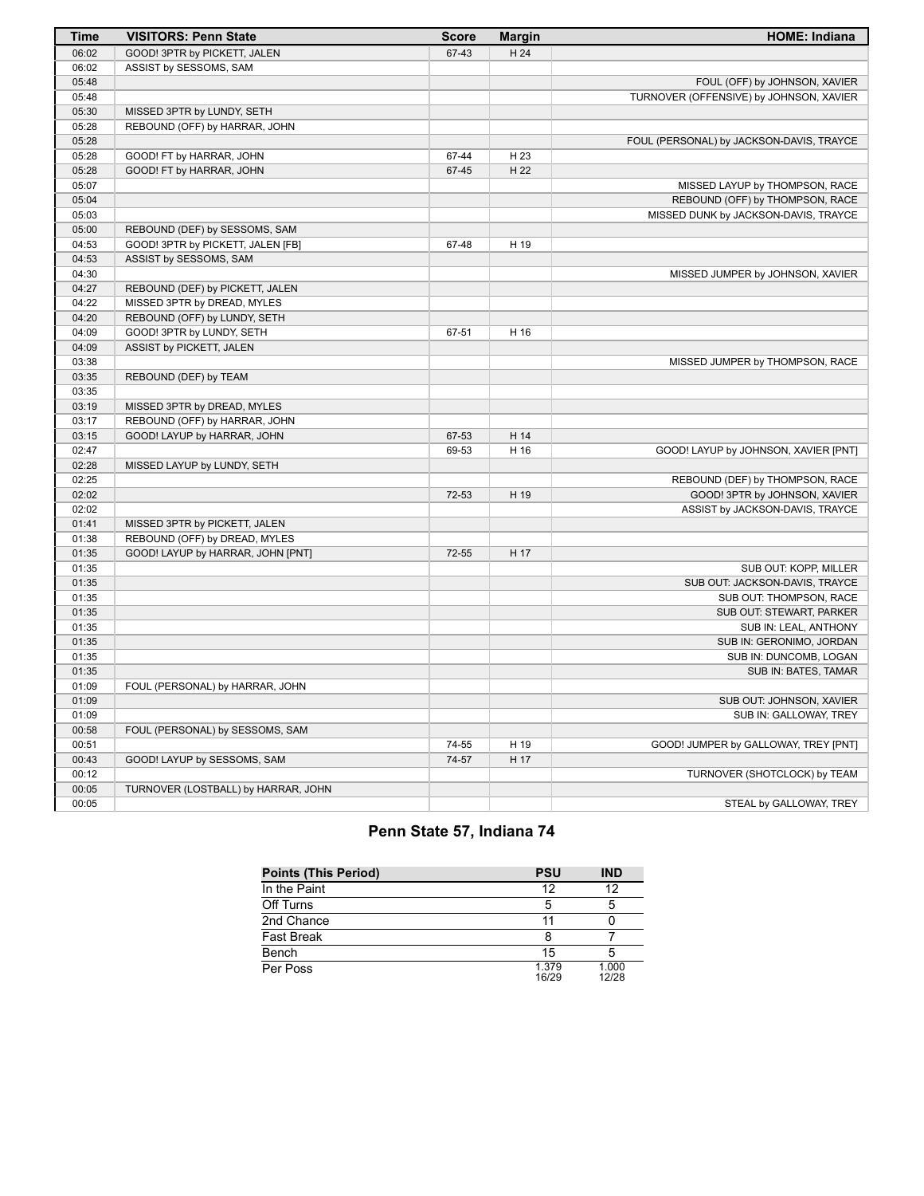| Time | VISITORS: Penn State | Score | Margin | HOME: Indiana |
|---|---|---|---|---|
| 06:02 | GOOD! 3PTR by PICKETT, JALEN | 67-43 | H 24 | |
| 06:02 | ASSIST by SESSOMS, SAM | | | |
| 05:48 | | | | FOUL (OFF) by JOHNSON, XAVIER |
| 05:48 | | | | TURNOVER (OFFENSIVE) by JOHNSON, XAVIER |
| 05:30 | MISSED 3PTR by LUNDY, SETH | | | |
| 05:28 | REBOUND (OFF) by HARRAR, JOHN | | | |
| 05:28 | | | | FOUL (PERSONAL) by JACKSON-DAVIS, TRAYCE |
| 05:28 | GOOD! FT by HARRAR, JOHN | 67-44 | H 23 | |
| 05:28 | GOOD! FT by HARRAR, JOHN | 67-45 | H 22 | |
| 05:07 | | | | MISSED LAYUP by THOMPSON, RACE |
| 05:04 | | | | REBOUND (OFF) by THOMPSON, RACE |
| 05:03 | | | | MISSED DUNK by JACKSON-DAVIS, TRAYCE |
| 05:00 | REBOUND (DEF) by SESSOMS, SAM | | | |
| 04:53 | GOOD! 3PTR by PICKETT, JALEN [FB] | 67-48 | H 19 | |
| 04:53 | ASSIST by SESSOMS, SAM | | | |
| 04:30 | | | | MISSED JUMPER by JOHNSON, XAVIER |
| 04:27 | REBOUND (DEF) by PICKETT, JALEN | | | |
| 04:22 | MISSED 3PTR by DREAD, MYLES | | | |
| 04:20 | REBOUND (OFF) by LUNDY, SETH | | | |
| 04:09 | GOOD! 3PTR by LUNDY, SETH | 67-51 | H 16 | |
| 04:09 | ASSIST by PICKETT, JALEN | | | |
| 03:38 | | | | MISSED JUMPER by THOMPSON, RACE |
| 03:35 | REBOUND (DEF) by TEAM | | | |
| 03:35 | | | | |
| 03:19 | MISSED 3PTR by DREAD, MYLES | | | |
| 03:17 | REBOUND (OFF) by HARRAR, JOHN | | | |
| 03:15 | GOOD! LAYUP by HARRAR, JOHN | 67-53 | H 14 | |
| 02:47 | | 69-53 | H 16 | GOOD! LAYUP by JOHNSON, XAVIER [PNT] |
| 02:28 | MISSED LAYUP by LUNDY, SETH | | | |
| 02:25 | | | | REBOUND (DEF) by THOMPSON, RACE |
| 02:02 | | 72-53 | H 19 | GOOD! 3PTR by JOHNSON, XAVIER |
| 02:02 | | | | ASSIST by JACKSON-DAVIS, TRAYCE |
| 01:41 | MISSED 3PTR by PICKETT, JALEN | | | |
| 01:38 | REBOUND (OFF) by DREAD, MYLES | | | |
| 01:35 | GOOD! LAYUP by HARRAR, JOHN [PNT] | 72-55 | H 17 | |
| 01:35 | | | | SUB OUT: KOPP, MILLER |
| 01:35 | | | | SUB OUT: JACKSON-DAVIS, TRAYCE |
| 01:35 | | | | SUB OUT: THOMPSON, RACE |
| 01:35 | | | | SUB OUT: STEWART, PARKER |
| 01:35 | | | | SUB IN: LEAL, ANTHONY |
| 01:35 | | | | SUB IN: GERONIMO, JORDAN |
| 01:35 | | | | SUB IN: DUNCOMB, LOGAN |
| 01:35 | | | | SUB IN: BATES, TAMAR |
| 01:09 | FOUL (PERSONAL) by HARRAR, JOHN | | | |
| 01:09 | | | | SUB OUT: JOHNSON, XAVIER |
| 01:09 | | | | SUB IN: GALLOWAY, TREY |
| 00:58 | FOUL (PERSONAL) by SESSOMS, SAM | | | |
| 00:51 | | 74-55 | H 19 | GOOD! JUMPER by GALLOWAY, TREY [PNT] |
| 00:43 | GOOD! LAYUP by SESSOMS, SAM | 74-57 | H 17 | |
| 00:12 | | | | TURNOVER (SHOTCLOCK) by TEAM |
| 00:05 | TURNOVER (LOSTBALL) by HARRAR, JOHN | | | |
| 00:05 | | | | STEAL by GALLOWAY, TREY |

## Penn State 57, Indiana 74

| Points (This Period) | PSU | IND |
|---|---|---|
| In the Paint | 12 | 12 |
| Off Turns | 5 | 5 |
| 2nd Chance | 11 | 0 |
| Fast Break | 8 | 7 |
| Bench | 15 | 5 |
| Per Poss | 1.379 16/29 | 1.000 12/28 |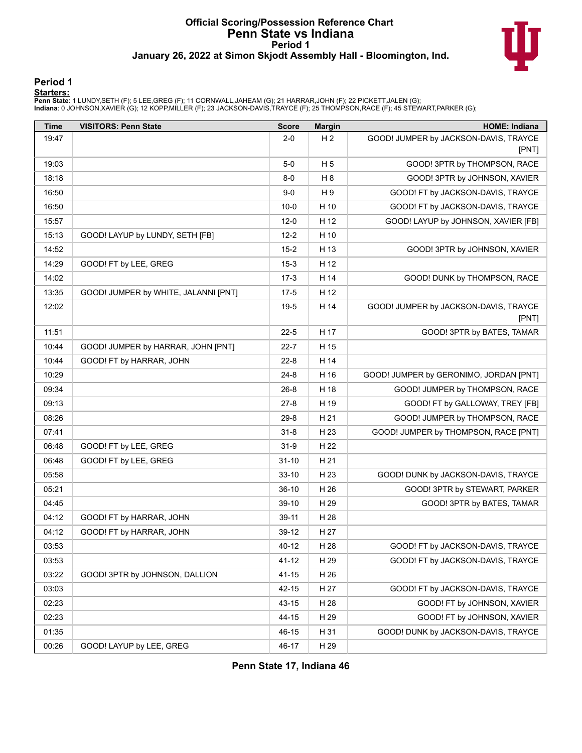# Official Scoring/Possession Reference Chart
## Penn State vs Indiana
### Period 1
### January 26, 2022 at Simon Skjodt Assembly Hall - Bloomington, Ind.

## Period 1

**Starters:**
**Penn State**: 1 LUNDY,SETH (F); 5 LEE,GREG (F); 11 CORNWALL,JAHEAM (G); 21 HARRAR,JOHN (F); 22 PICKETT,JALEN (G);
**Indiana**: 0 JOHNSON,XAVIER (G); 12 KOPP,MILLER (F); 23 JACKSON-DAVIS,TRAYCE (F); 25 THOMPSON,RACE (F); 45 STEWART,PARKER (G);

| Time | VISITORS: Penn State | Score | Margin | HOME: Indiana |
|---|---|---|---|---|
| 19:47 | | 2-0 | H 2 | GOOD! JUMPER by JACKSON-DAVIS, TRAYCE [PNT] |
| 19:03 | | 5-0 | H 5 | GOOD! 3PTR by THOMPSON, RACE |
| 18:18 | | 8-0 | H 8 | GOOD! 3PTR by JOHNSON, XAVIER |
| 16:50 | | 9-0 | H 9 | GOOD! FT by JACKSON-DAVIS, TRAYCE |
| 16:50 | | 10-0 | H 10 | GOOD! FT by JACKSON-DAVIS, TRAYCE |
| 15:57 | | 12-0 | H 12 | GOOD! LAYUP by JOHNSON, XAVIER [FB] |
| 15:13 | GOOD! LAYUP by LUNDY, SETH [FB] | 12-2 | H 10 | |
| 14:52 | | 15-2 | H 13 | GOOD! 3PTR by JOHNSON, XAVIER |
| 14:29 | GOOD! FT by LEE, GREG | 15-3 | H 12 | |
| 14:02 | | 17-3 | H 14 | GOOD! DUNK by THOMPSON, RACE |
| 13:35 | GOOD! JUMPER by WHITE, JALANNI [PNT] | 17-5 | H 12 | |
| 12:02 | | 19-5 | H 14 | GOOD! JUMPER by JACKSON-DAVIS, TRAYCE [PNT] |
| 11:51 | | 22-5 | H 17 | GOOD! 3PTR by BATES, TAMAR |
| 10:44 | GOOD! JUMPER by HARRAR, JOHN [PNT] | 22-7 | H 15 | |
| 10:44 | GOOD! FT by HARRAR, JOHN | 22-8 | H 14 | |
| 10:29 | | 24-8 | H 16 | GOOD! JUMPER by GERONIMO, JORDAN [PNT] |
| 09:34 | | 26-8 | H 18 | GOOD! JUMPER by THOMPSON, RACE |
| 09:13 | | 27-8 | H 19 | GOOD! FT by GALLOWAY, TREY [FB] |
| 08:26 | | 29-8 | H 21 | GOOD! JUMPER by THOMPSON, RACE |
| 07:41 | | 31-8 | H 23 | GOOD! JUMPER by THOMPSON, RACE [PNT] |
| 06:48 | GOOD! FT by LEE, GREG | 31-9 | H 22 | |
| 06:48 | GOOD! FT by LEE, GREG | 31-10 | H 21 | |
| 05:58 | | 33-10 | H 23 | GOOD! DUNK by JACKSON-DAVIS, TRAYCE |
| 05:21 | | 36-10 | H 26 | GOOD! 3PTR by STEWART, PARKER |
| 04:45 | | 39-10 | H 29 | GOOD! 3PTR by BATES, TAMAR |
| 04:12 | GOOD! FT by HARRAR, JOHN | 39-11 | H 28 | |
| 04:12 | GOOD! FT by HARRAR, JOHN | 39-12 | H 27 | |
| 03:53 | | 40-12 | H 28 | GOOD! FT by JACKSON-DAVIS, TRAYCE |
| 03:53 | | 41-12 | H 29 | GOOD! FT by JACKSON-DAVIS, TRAYCE |
| 03:22 | GOOD! 3PTR by JOHNSON, DALLION | 41-15 | H 26 | |
| 03:03 | | 42-15 | H 27 | GOOD! FT by JACKSON-DAVIS, TRAYCE |
| 02:23 | | 43-15 | H 28 | GOOD! FT by JOHNSON, XAVIER |
| 02:23 | | 44-15 | H 29 | GOOD! FT by JOHNSON, XAVIER |
| 01:35 | | 46-15 | H 31 | GOOD! DUNK by JACKSON-DAVIS, TRAYCE |
| 00:26 | GOOD! LAYUP by LEE, GREG | 46-17 | H 29 | |

**Penn State 17, Indiana 46**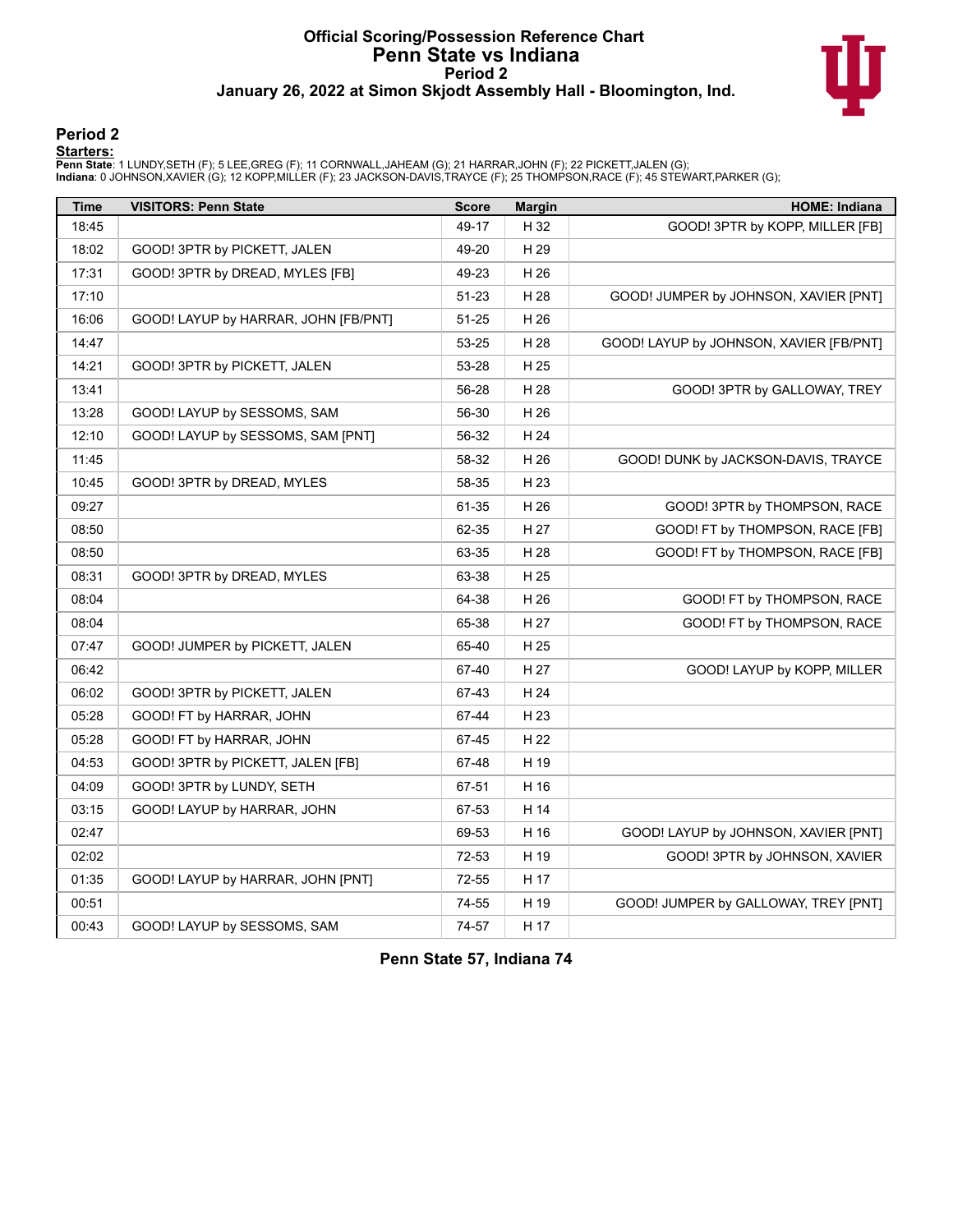# Official Scoring/Possession Reference Chart
## Penn State vs Indiana
### Period 2
### January 26, 2022 at Simon Skjodt Assembly Hall - Bloomington, Ind.

## Period 2

**Starters:**

**Penn State**: 1 LUNDY,SETH (F); 5 LEE,GREG (F); 11 CORNWALL,JAHEAM (G); 21 HARRAR,JOHN (F); 22 PICKETT,JALEN (G);
**Indiana**: 0 JOHNSON,XAVIER (G); 12 KOPP,MILLER (F); 23 JACKSON-DAVIS,TRAYCE (F); 25 THOMPSON,RACE (F); 45 STEWART,PARKER (G);

| Time | VISITORS: Penn State | Score | Margin | HOME: Indiana |
|---|---|---|---|---|
| 18:45 | | 49-17 | H 32 | GOOD! 3PTR by KOPP, MILLER [FB] |
| 18:02 | GOOD! 3PTR by PICKETT, JALEN | 49-20 | H 29 | |
| 17:31 | GOOD! 3PTR by DREAD, MYLES [FB] | 49-23 | H 26 | |
| 17:10 | | 51-23 | H 28 | GOOD! JUMPER by JOHNSON, XAVIER [PNT] |
| 16:06 | GOOD! LAYUP by HARRAR, JOHN [FB/PNT] | 51-25 | H 26 | |
| 14:47 | | 53-25 | H 28 | GOOD! LAYUP by JOHNSON, XAVIER [FB/PNT] |
| 14:21 | GOOD! 3PTR by PICKETT, JALEN | 53-28 | H 25 | |
| 13:41 | | 56-28 | H 28 | GOOD! 3PTR by GALLOWAY, TREY |
| 13:28 | GOOD! LAYUP by SESSOMS, SAM | 56-30 | H 26 | |
| 12:10 | GOOD! LAYUP by SESSOMS, SAM [PNT] | 56-32 | H 24 | |
| 11:45 | | 58-32 | H 26 | GOOD! DUNK by JACKSON-DAVIS, TRAYCE |
| 10:45 | GOOD! 3PTR by DREAD, MYLES | 58-35 | H 23 | |
| 09:27 | | 61-35 | H 26 | GOOD! 3PTR by THOMPSON, RACE |
| 08:50 | | 62-35 | H 27 | GOOD! FT by THOMPSON, RACE [FB] |
| 08:50 | | 63-35 | H 28 | GOOD! FT by THOMPSON, RACE [FB] |
| 08:31 | GOOD! 3PTR by DREAD, MYLES | 63-38 | H 25 | |
| 08:04 | | 64-38 | H 26 | GOOD! FT by THOMPSON, RACE |
| 08:04 | | 65-38 | H 27 | GOOD! FT by THOMPSON, RACE |
| 07:47 | GOOD! JUMPER by PICKETT, JALEN | 65-40 | H 25 | |
| 06:42 | | 67-40 | H 27 | GOOD! LAYUP by KOPP, MILLER |
| 06:02 | GOOD! 3PTR by PICKETT, JALEN | 67-43 | H 24 | |
| 05:28 | GOOD! FT by HARRAR, JOHN | 67-44 | H 23 | |
| 05:28 | GOOD! FT by HARRAR, JOHN | 67-45 | H 22 | |
| 04:53 | GOOD! 3PTR by PICKETT, JALEN [FB] | 67-48 | H 19 | |
| 04:09 | GOOD! 3PTR by LUNDY, SETH | 67-51 | H 16 | |
| 03:15 | GOOD! LAYUP by HARRAR, JOHN | 67-53 | H 14 | |
| 02:47 | | 69-53 | H 16 | GOOD! LAYUP by JOHNSON, XAVIER [PNT] |
| 02:02 | | 72-53 | H 19 | GOOD! 3PTR by JOHNSON, XAVIER |
| 01:35 | GOOD! LAYUP by HARRAR, JOHN [PNT] | 72-55 | H 17 | |
| 00:51 | | 74-55 | H 19 | GOOD! JUMPER by GALLOWAY, TREY [PNT] |
| 00:43 | GOOD! LAYUP by SESSOMS, SAM | 74-57 | H 17 | |

**Penn State 57, Indiana 74**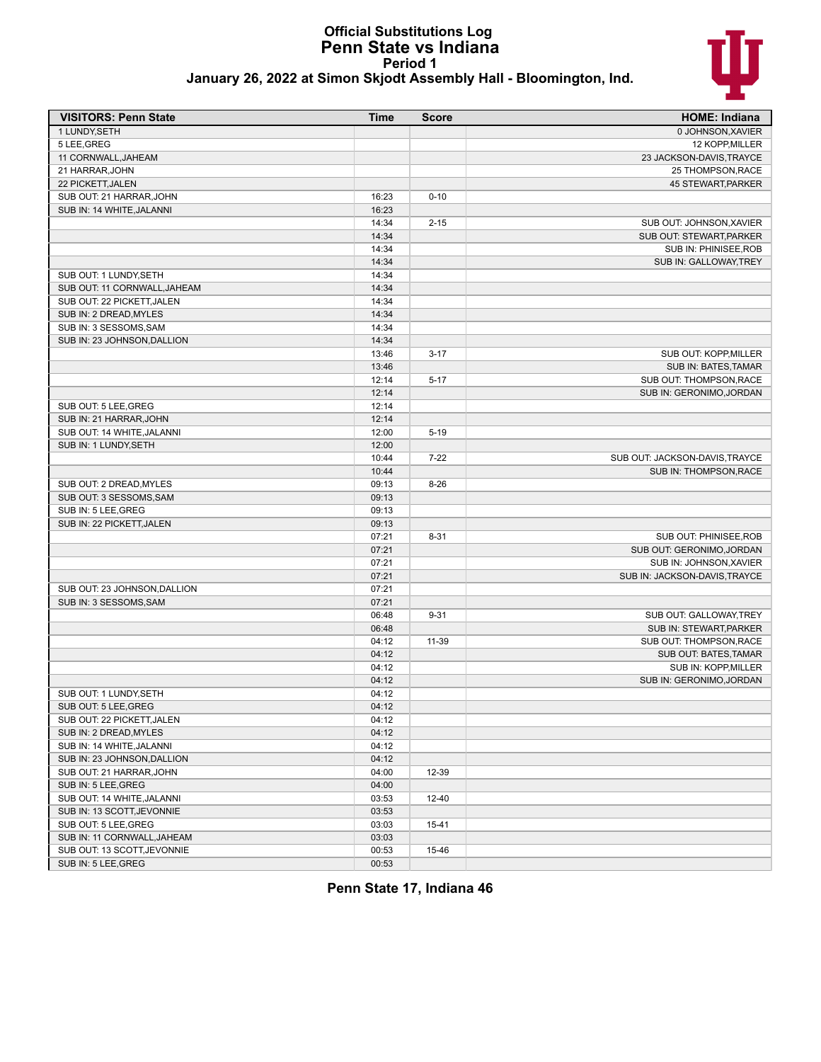# Official Substitutions Log
## Penn State vs Indiana
### Period 1
### January 26, 2022 at Simon Skjodt Assembly Hall - Bloomington, Ind.

| VISITORS: Penn State | Time | Score | HOME: Indiana |
|---|---|---|---|
| 1 LUNDY,SETH | | | 0 JOHNSON,XAVIER |
| 5 LEE,GREG | | | 12 KOPP,MILLER |
| 11 CORNWALL,JAHEAM | | | 23 JACKSON-DAVIS,TRAYCE |
| 21 HARRAR,JOHN | | | 25 THOMPSON,RACE |
| 22 PICKETT,JALEN | | | 45 STEWART,PARKER |
| SUB OUT: 21 HARRAR,JOHN | 16:23 | 0-10 | |
| SUB IN: 14 WHITE,JALANNI | 16:23 | | |
| | 14:34 | 2-15 | SUB OUT: JOHNSON,XAVIER |
| | 14:34 | | SUB OUT: STEWART,PARKER |
| | 14:34 | | SUB IN: PHINISEE,ROB |
| | 14:34 | | SUB IN: GALLOWAY,TREY |
| SUB OUT: 1 LUNDY,SETH | 14:34 | | |
| SUB OUT: 11 CORNWALL,JAHEAM | 14:34 | | |
| SUB OUT: 22 PICKETT,JALEN | 14:34 | | |
| SUB IN: 2 DREAD,MYLES | 14:34 | | |
| SUB IN: 3 SESSOMS,SAM | 14:34 | | |
| SUB IN: 23 JOHNSON,DALLION | 14:34 | | |
| | 13:46 | 3-17 | SUB OUT: KOPP,MILLER |
| | 13:46 | | SUB IN: BATES,TAMAR |
| | 12:14 | 5-17 | SUB OUT: THOMPSON,RACE |
| | 12:14 | | SUB IN: GERONIMO,JORDAN |
| SUB OUT: 5 LEE,GREG | 12:14 | | |
| SUB IN: 21 HARRAR,JOHN | 12:14 | | |
| SUB OUT: 14 WHITE,JALANNI | 12:00 | 5-19 | |
| SUB IN: 1 LUNDY,SETH | 12:00 | | |
| | 10:44 | 7-22 | SUB OUT: JACKSON-DAVIS,TRAYCE |
| | 10:44 | | SUB IN: THOMPSON,RACE |
| SUB OUT: 2 DREAD,MYLES | 09:13 | 8-26 | |
| SUB OUT: 3 SESSOMS,SAM | 09:13 | | |
| SUB IN: 5 LEE,GREG | 09:13 | | |
| SUB IN: 22 PICKETT,JALEN | 09:13 | | |
| | 07:21 | 8-31 | SUB OUT: PHINISEE,ROB |
| | 07:21 | | SUB OUT: GERONIMO,JORDAN |
| | 07:21 | | SUB IN: JOHNSON,XAVIER |
| | 07:21 | | SUB IN: JACKSON-DAVIS,TRAYCE |
| SUB OUT: 23 JOHNSON,DALLION | 07:21 | | |
| SUB IN: 3 SESSOMS,SAM | 07:21 | | |
| | 06:48 | 9-31 | SUB OUT: GALLOWAY,TREY |
| | 06:48 | | SUB IN: STEWART,PARKER |
| | 04:12 | 11-39 | SUB OUT: THOMPSON,RACE |
| | 04:12 | | SUB OUT: BATES,TAMAR |
| | 04:12 | | SUB IN: KOPP,MILLER |
| | 04:12 | | SUB IN: GERONIMO,JORDAN |
| SUB OUT: 1 LUNDY,SETH | 04:12 | | |
| SUB OUT: 5 LEE,GREG | 04:12 | | |
| SUB OUT: 22 PICKETT,JALEN | 04:12 | | |
| SUB IN: 2 DREAD,MYLES | 04:12 | | |
| SUB IN: 14 WHITE,JALANNI | 04:12 | | |
| SUB IN: 23 JOHNSON,DALLION | 04:12 | | |
| SUB OUT: 21 HARRAR,JOHN | 04:00 | 12-39 | |
| SUB IN: 5 LEE,GREG | 04:00 | | |
| SUB OUT: 14 WHITE,JALANNI | 03:53 | 12-40 | |
| SUB IN: 13 SCOTT,JEVONNIE | 03:53 | | |
| SUB OUT: 5 LEE,GREG | 03:03 | 15-41 | |
| SUB IN: 11 CORNWALL,JAHEAM | 03:03 | | |
| SUB OUT: 13 SCOTT,JEVONNIE | 00:53 | 15-46 | |
| SUB IN: 5 LEE,GREG | 00:53 | | |

**Penn State 17, Indiana 46**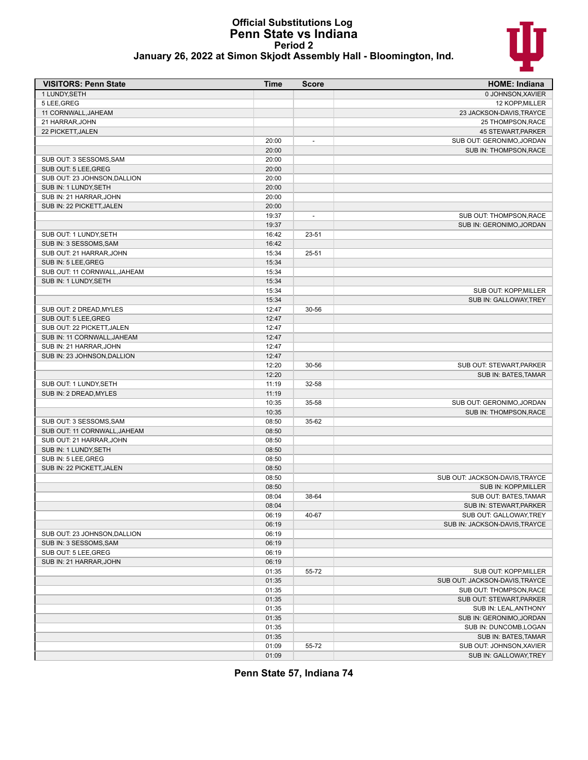# Official Substitutions Log
## Penn State vs Indiana
### Period 2
### January 26, 2022 at Simon Skjodt Assembly Hall - Bloomington, Ind.

| VISITORS: Penn State | Time | Score | HOME: Indiana |
|---|---|---|---|
| 1 LUNDY,SETH | | | 0 JOHNSON,XAVIER |
| 5 LEE,GREG | | | 12 KOPP,MILLER |
| 11 CORNWALL,JAHEAM | | | 23 JACKSON-DAVIS,TRAYCE |
| 21 HARRAR,JOHN | | | 25 THOMPSON,RACE |
| 22 PICKETT,JALEN | | | 45 STEWART,PARKER |
| | 20:00 | - | SUB OUT: GERONIMO,JORDAN |
| | 20:00 | | SUB IN: THOMPSON,RACE |
| SUB OUT: 3 SESSOMS,SAM | 20:00 | | |
| SUB OUT: 5 LEE,GREG | 20:00 | | |
| SUB OUT: 23 JOHNSON,DALLION | 20:00 | | |
| SUB IN: 1 LUNDY,SETH | 20:00 | | |
| SUB IN: 21 HARRAR,JOHN | 20:00 | | |
| SUB IN: 22 PICKETT,JALEN | 20:00 | | |
| | 19:37 | - | SUB OUT: THOMPSON,RACE |
| | 19:37 | | SUB IN: GERONIMO,JORDAN |
| SUB OUT: 1 LUNDY,SETH | 16:42 | 23-51 | |
| SUB IN: 3 SESSOMS,SAM | 16:42 | | |
| SUB OUT: 21 HARRAR,JOHN | 15:34 | 25-51 | |
| SUB IN: 5 LEE,GREG | 15:34 | | |
| SUB OUT: 11 CORNWALL,JAHEAM | 15:34 | | |
| SUB IN: 1 LUNDY,SETH | 15:34 | | |
| | 15:34 | | SUB OUT: KOPP,MILLER |
| | 15:34 | | SUB IN: GALLOWAY,TREY |
| SUB OUT: 2 DREAD,MYLES | 12:47 | 30-56 | |
| SUB OUT: 5 LEE,GREG | 12:47 | | |
| SUB OUT: 22 PICKETT,JALEN | 12:47 | | |
| SUB IN: 11 CORNWALL,JAHEAM | 12:47 | | |
| SUB IN: 21 HARRAR,JOHN | 12:47 | | |
| SUB IN: 23 JOHNSON,DALLION | 12:47 | | |
| | 12:20 | 30-56 | SUB OUT: STEWART,PARKER |
| | 12:20 | | SUB IN: BATES,TAMAR |
| SUB OUT: 1 LUNDY,SETH | 11:19 | 32-58 | |
| SUB IN: 2 DREAD,MYLES | 11:19 | | |
| | 10:35 | 35-58 | SUB OUT: GERONIMO,JORDAN |
| | 10:35 | | SUB IN: THOMPSON,RACE |
| SUB OUT: 3 SESSOMS,SAM | 08:50 | 35-62 | |
| SUB OUT: 11 CORNWALL,JAHEAM | 08:50 | | |
| SUB OUT: 21 HARRAR,JOHN | 08:50 | | |
| SUB IN: 1 LUNDY,SETH | 08:50 | | |
| SUB IN: 5 LEE,GREG | 08:50 | | |
| SUB IN: 22 PICKETT,JALEN | 08:50 | | |
| | 08:50 | | SUB OUT: JACKSON-DAVIS,TRAYCE |
| | 08:50 | | SUB IN: KOPP,MILLER |
| | 08:04 | 38-64 | SUB OUT: BATES,TAMAR |
| | 08:04 | | SUB IN: STEWART,PARKER |
| | 06:19 | 40-67 | SUB OUT: GALLOWAY,TREY |
| | 06:19 | | SUB IN: JACKSON-DAVIS,TRAYCE |
| SUB OUT: 23 JOHNSON,DALLION | 06:19 | | |
| SUB IN: 3 SESSOMS,SAM | 06:19 | | |
| SUB OUT: 5 LEE,GREG | 06:19 | | |
| SUB IN: 21 HARRAR,JOHN | 06:19 | | |
| | 01:35 | 55-72 | SUB OUT: KOPP,MILLER |
| | 01:35 | | SUB OUT: JACKSON-DAVIS,TRAYCE |
| | 01:35 | | SUB OUT: THOMPSON,RACE |
| | 01:35 | | SUB OUT: STEWART,PARKER |
| | 01:35 | | SUB IN: LEAL,ANTHONY |
| | 01:35 | | SUB IN: GERONIMO,JORDAN |
| | 01:35 | | SUB IN: DUNCOMB,LOGAN |
| | 01:35 | | SUB IN: BATES,TAMAR |
| | 01:09 | 55-72 | SUB OUT: JOHNSON,XAVIER |
| | 01:09 | | SUB IN: GALLOWAY,TREY |

**Penn State 57, Indiana 74**